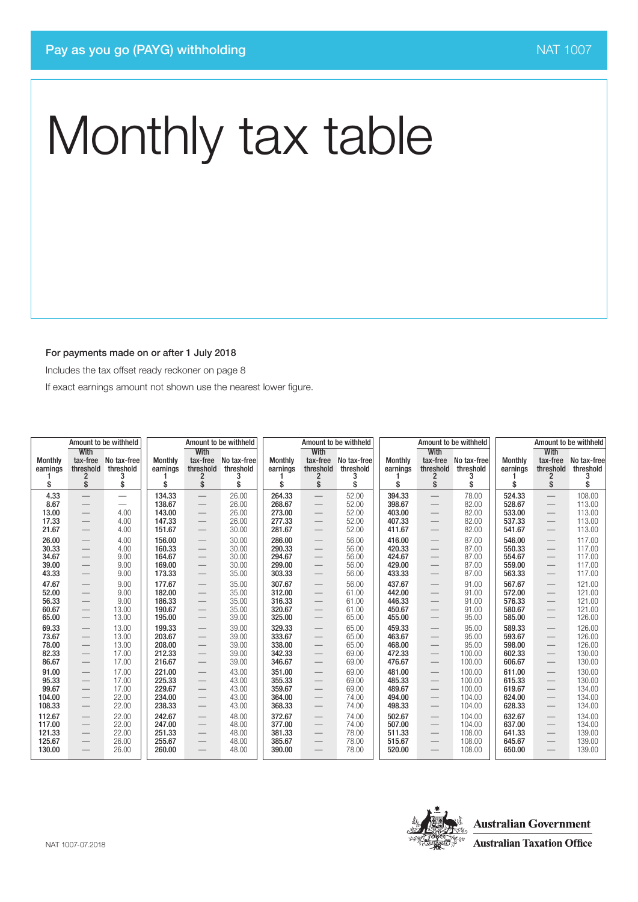Pay as you go (PAYG) withholding

NAT 1007

# Monthly tax table

**For payments made on or after 1 July 2018**

Includes the tax offset ready reckoner on page 8

If exact earnings amount not shown use the nearest lower figure.

| Monthly earnings 1 $ | Amount to be withheld: With tax-free threshold 2 $ | Amount to be withheld: No tax-free threshold 3 $ | Monthly earnings 1 $ | Amount to be withheld: With tax-free threshold 2 $ | Amount to be withheld: No tax-free threshold 3 $ | Monthly earnings 1 $ | Amount to be withheld: With tax-free threshold 2 $ | Amount to be withheld: No tax-free threshold 3 $ | Monthly earnings 1 $ | Amount to be withheld: With tax-free threshold 2 $ | Amount to be withheld: No tax-free threshold 3 $ | Monthly earnings 1 $ | Amount to be withheld: With tax-free threshold 2 $ | Amount to be withheld: No tax-free threshold 3 $ |
|---|---|---|---|---|---|---|---|---|---|---|---|---|---|---|
| 4.33 | — | — | 134.33 | — | 26.00 | 264.33 | — | 52.00 | 394.33 | — | 78.00 | 524.33 | — | 108.00 |
| 8.67 | — | — | 138.67 | — | 26.00 | 268.67 | — | 52.00 | 398.67 | — | 82.00 | 528.67 | — | 113.00 |
| 13.00 | — | 4.00 | 143.00 | — | 26.00 | 273.00 | — | 52.00 | 403.00 | — | 82.00 | 533.00 | — | 113.00 |
| 17.33 | — | 4.00 | 147.33 | — | 26.00 | 277.33 | — | 52.00 | 407.33 | — | 82.00 | 537.33 | — | 113.00 |
| 21.67 | — | 4.00 | 151.67 | — | 30.00 | 281.67 | — | 52.00 | 411.67 | — | 82.00 | 541.67 | — | 113.00 |
| 26.00 | — | 4.00 | 156.00 | — | 30.00 | 286.00 | — | 56.00 | 416.00 | — | 87.00 | 546.00 | — | 117.00 |
| 30.33 | — | 4.00 | 160.33 | — | 30.00 | 290.33 | — | 56.00 | 420.33 | — | 87.00 | 550.33 | — | 117.00 |
| 34.67 | — | 9.00 | 164.67 | — | 30.00 | 294.67 | — | 56.00 | 424.67 | — | 87.00 | 554.67 | — | 117.00 |
| 39.00 | — | 9.00 | 169.00 | — | 30.00 | 299.00 | — | 56.00 | 429.00 | — | 87.00 | 559.00 | — | 117.00 |
| 43.33 | — | 9.00 | 173.33 | — | 35.00 | 303.33 | — | 56.00 | 433.33 | — | 87.00 | 563.33 | — | 117.00 |
| 47.67 | — | 9.00 | 177.67 | — | 35.00 | 307.67 | — | 56.00 | 437.67 | — | 91.00 | 567.67 | — | 121.00 |
| 52.00 | — | 9.00 | 182.00 | — | 35.00 | 312.00 | — | 61.00 | 442.00 | — | 91.00 | 572.00 | — | 121.00 |
| 56.33 | — | 9.00 | 186.33 | — | 35.00 | 316.33 | — | 61.00 | 446.33 | — | 91.00 | 576.33 | — | 121.00 |
| 60.67 | — | 13.00 | 190.67 | — | 35.00 | 320.67 | — | 61.00 | 450.67 | — | 91.00 | 580.67 | — | 121.00 |
| 65.00 | — | 13.00 | 195.00 | — | 39.00 | 325.00 | — | 65.00 | 455.00 | — | 95.00 | 585.00 | — | 126.00 |
| 69.33 | — | 13.00 | 199.33 | — | 39.00 | 329.33 | — | 65.00 | 459.33 | — | 95.00 | 589.33 | — | 126.00 |
| 73.67 | — | 13.00 | 203.67 | — | 39.00 | 333.67 | — | 65.00 | 463.67 | — | 95.00 | 593.67 | — | 126.00 |
| 78.00 | — | 13.00 | 208.00 | — | 39.00 | 338.00 | — | 65.00 | 468.00 | — | 95.00 | 598.00 | — | 126.00 |
| 82.33 | — | 17.00 | 212.33 | — | 39.00 | 342.33 | — | 69.00 | 472.33 | — | 100.00 | 602.33 | — | 130.00 |
| 86.67 | — | 17.00 | 216.67 | — | 39.00 | 346.67 | — | 69.00 | 476.67 | — | 100.00 | 606.67 | — | 130.00 |
| 91.00 | — | 17.00 | 221.00 | — | 43.00 | 351.00 | — | 69.00 | 481.00 | — | 100.00 | 611.00 | — | 130.00 |
| 95.33 | — | 17.00 | 225.33 | — | 43.00 | 355.33 | — | 69.00 | 485.33 | — | 100.00 | 615.33 | — | 130.00 |
| 99.67 | — | 17.00 | 229.67 | — | 43.00 | 359.67 | — | 69.00 | 489.67 | — | 100.00 | 619.67 | — | 134.00 |
| 104.00 | — | 22.00 | 234.00 | — | 43.00 | 364.00 | — | 74.00 | 494.00 | — | 104.00 | 624.00 | — | 134.00 |
| 108.33 | — | 22.00 | 238.33 | — | 43.00 | 368.33 | — | 74.00 | 498.33 | — | 104.00 | 628.33 | — | 134.00 |
| 112.67 | — | 22.00 | 242.67 | — | 48.00 | 372.67 | — | 74.00 | 502.67 | — | 104.00 | 632.67 | — | 134.00 |
| 117.00 | — | 22.00 | 247.00 | — | 48.00 | 377.00 | — | 74.00 | 507.00 | — | 104.00 | 637.00 | — | 134.00 |
| 121.33 | — | 22.00 | 251.33 | — | 48.00 | 381.33 | — | 78.00 | 511.33 | — | 108.00 | 641.33 | — | 139.00 |
| 125.67 | — | 26.00 | 255.67 | — | 48.00 | 385.67 | — | 78.00 | 515.67 | — | 108.00 | 645.67 | — | 139.00 |
| 130.00 | — | 26.00 | 260.00 | — | 48.00 | 390.00 | — | 78.00 | 520.00 | — | 108.00 | 650.00 | — | 139.00 |

NAT 1007-07.2018

Australian Government
Australian Taxation Office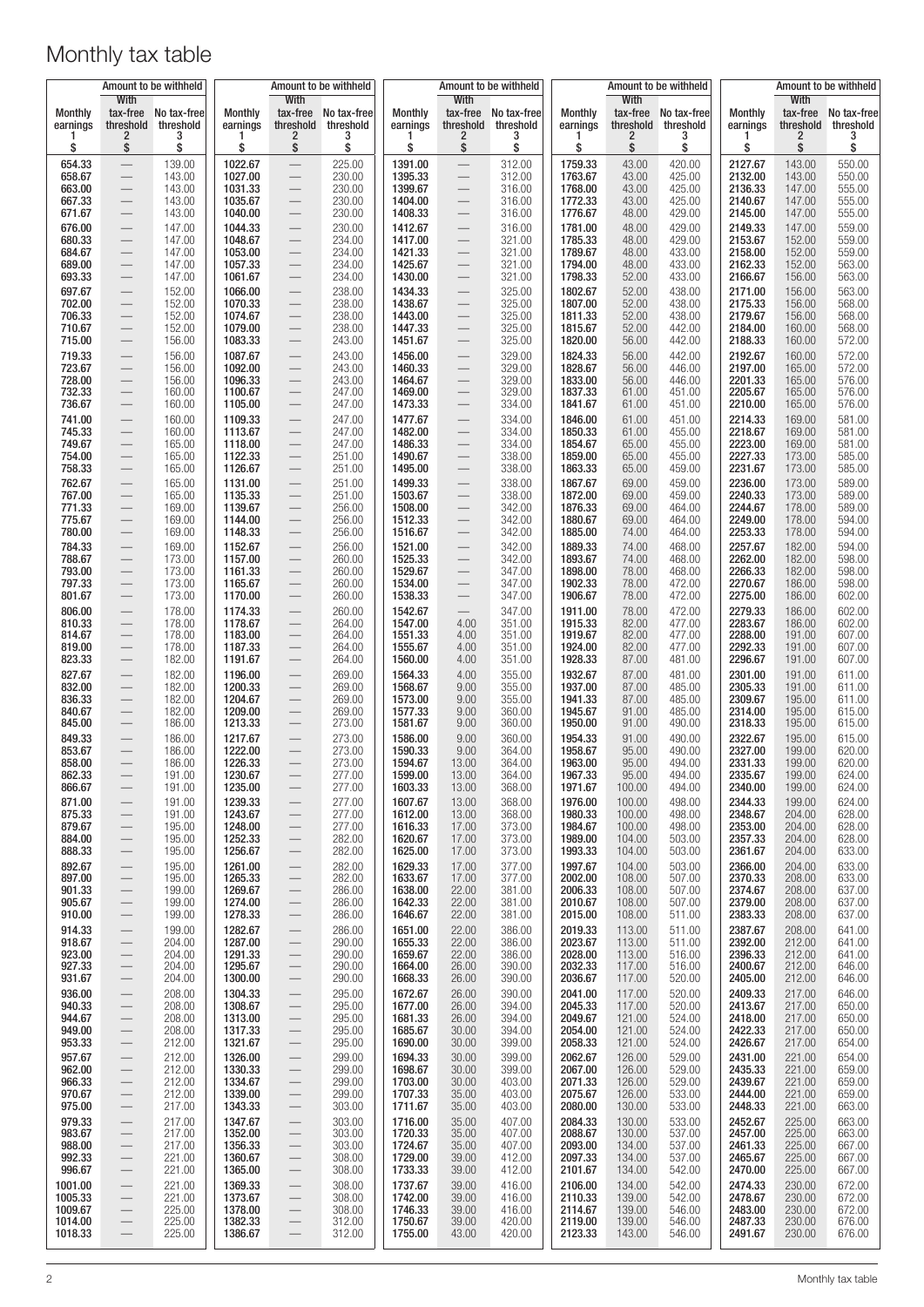# Monthly tax table

| Monthly earnings 1 $ | Amount to be withheld With tax-free threshold 2 $ | Amount to be withheld No tax-free threshold 3 $ | Monthly earnings 1 $ | Amount to be withheld With tax-free threshold 2 $ | Amount to be withheld No tax-free threshold 3 $ | Monthly earnings 1 $ | Amount to be withheld With tax-free threshold 2 $ | Amount to be withheld No tax-free threshold 3 $ | Monthly earnings 1 $ | Amount to be withheld With tax-free threshold 2 $ | Amount to be withheld No tax-free threshold 3 $ | Monthly earnings 1 $ | Amount to be withheld With tax-free threshold 2 $ | Amount to be withheld No tax-free threshold 3 $ |
|---|---|---|---|---|---|---|---|---|---|---|---|---|---|---|
| 654.33 | — | 139.00 | 1022.67 | — | 225.00 | 1391.00 | — | 312.00 | 1759.33 | 43.00 | 420.00 | 2127.67 | 143.00 | 550.00 |
| 658.67 | — | 143.00 | 1027.00 | — | 230.00 | 1395.33 | — | 312.00 | 1763.67 | 43.00 | 425.00 | 2132.00 | 143.00 | 550.00 |
| 663.00 | — | 143.00 | 1031.33 | — | 230.00 | 1399.67 | — | 316.00 | 1768.00 | 43.00 | 425.00 | 2136.33 | 147.00 | 555.00 |
| 667.33 | — | 143.00 | 1035.67 | — | 230.00 | 1404.00 | — | 316.00 | 1772.33 | 43.00 | 425.00 | 2140.67 | 147.00 | 555.00 |
| 671.67 | — | 143.00 | 1040.00 | — | 230.00 | 1408.33 | — | 316.00 | 1776.67 | 48.00 | 429.00 | 2145.00 | 147.00 | 555.00 |
| 676.00 | — | 147.00 | 1044.33 | — | 230.00 | 1412.67 | — | 316.00 | 1781.00 | 48.00 | 429.00 | 2149.33 | 147.00 | 559.00 |
| 680.33 | — | 147.00 | 1048.67 | — | 234.00 | 1417.00 | — | 321.00 | 1785.33 | 48.00 | 429.00 | 2153.67 | 152.00 | 559.00 |
| 684.67 | — | 147.00 | 1053.00 | — | 234.00 | 1421.33 | — | 321.00 | 1789.67 | 48.00 | 433.00 | 2158.00 | 152.00 | 559.00 |
| 689.00 | — | 147.00 | 1057.33 | — | 234.00 | 1425.67 | — | 321.00 | 1794.00 | 48.00 | 433.00 | 2162.33 | 152.00 | 563.00 |
| 693.33 | — | 147.00 | 1061.67 | — | 234.00 | 1430.00 | — | 321.00 | 1798.33 | 52.00 | 433.00 | 2166.67 | 156.00 | 563.00 |
| 697.67 | — | 152.00 | 1066.00 | — | 238.00 | 1434.33 | — | 325.00 | 1802.67 | 52.00 | 438.00 | 2171.00 | 156.00 | 563.00 |
| 702.00 | — | 152.00 | 1070.33 | — | 238.00 | 1438.67 | — | 325.00 | 1807.00 | 52.00 | 438.00 | 2175.33 | 156.00 | 568.00 |
| 706.33 | — | 152.00 | 1074.67 | — | 238.00 | 1443.00 | — | 325.00 | 1811.33 | 52.00 | 438.00 | 2179.67 | 156.00 | 568.00 |
| 710.67 | — | 152.00 | 1079.00 | — | 238.00 | 1447.33 | — | 325.00 | 1815.67 | 52.00 | 442.00 | 2184.00 | 160.00 | 568.00 |
| 715.00 | — | 156.00 | 1083.33 | — | 243.00 | 1451.67 | — | 325.00 | 1820.00 | 56.00 | 442.00 | 2188.33 | 160.00 | 572.00 |
| 719.33 | — | 156.00 | 1087.67 | — | 243.00 | 1456.00 | — | 329.00 | 1824.33 | 56.00 | 442.00 | 2192.67 | 160.00 | 572.00 |
| 723.67 | — | 156.00 | 1092.00 | — | 243.00 | 1460.33 | — | 329.00 | 1828.67 | 56.00 | 446.00 | 2197.00 | 165.00 | 572.00 |
| 728.00 | — | 156.00 | 1096.33 | — | 243.00 | 1464.67 | — | 329.00 | 1833.00 | 56.00 | 446.00 | 2201.33 | 165.00 | 576.00 |
| 732.33 | — | 160.00 | 1100.67 | — | 247.00 | 1469.00 | — | 329.00 | 1837.33 | 61.00 | 451.00 | 2205.67 | 165.00 | 576.00 |
| 736.67 | — | 160.00 | 1105.00 | — | 247.00 | 1473.33 | — | 334.00 | 1841.67 | 61.00 | 451.00 | 2210.00 | 165.00 | 576.00 |
| 741.00 | — | 160.00 | 1109.33 | — | 247.00 | 1477.67 | — | 334.00 | 1846.00 | 61.00 | 451.00 | 2214.33 | 169.00 | 581.00 |
| 745.33 | — | 160.00 | 1113.67 | — | 247.00 | 1482.00 | — | 334.00 | 1850.33 | 61.00 | 455.00 | 2218.67 | 169.00 | 581.00 |
| 749.67 | — | 165.00 | 1118.00 | — | 247.00 | 1486.33 | — | 334.00 | 1854.67 | 65.00 | 455.00 | 2223.00 | 169.00 | 581.00 |
| 754.00 | — | 165.00 | 1122.33 | — | 251.00 | 1490.67 | — | 338.00 | 1859.00 | 65.00 | 455.00 | 2227.33 | 173.00 | 585.00 |
| 758.33 | — | 165.00 | 1126.67 | — | 251.00 | 1495.00 | — | 338.00 | 1863.33 | 65.00 | 459.00 | 2231.67 | 173.00 | 585.00 |
| 762.67 | — | 165.00 | 1131.00 | — | 251.00 | 1499.33 | — | 338.00 | 1867.67 | 69.00 | 459.00 | 2236.00 | 173.00 | 589.00 |
| 767.00 | — | 165.00 | 1135.33 | — | 251.00 | 1503.67 | — | 338.00 | 1872.00 | 69.00 | 459.00 | 2240.33 | 173.00 | 589.00 |
| 771.33 | — | 169.00 | 1139.67 | — | 256.00 | 1508.00 | — | 342.00 | 1876.33 | 69.00 | 464.00 | 2244.67 | 178.00 | 589.00 |
| 775.67 | — | 169.00 | 1144.00 | — | 256.00 | 1512.33 | — | 342.00 | 1880.67 | 69.00 | 464.00 | 2249.00 | 178.00 | 594.00 |
| 780.00 | — | 169.00 | 1148.33 | — | 256.00 | 1516.67 | — | 342.00 | 1885.00 | 74.00 | 464.00 | 2253.33 | 178.00 | 594.00 |
| 784.33 | — | 169.00 | 1152.67 | — | 256.00 | 1521.00 | — | 342.00 | 1889.33 | 74.00 | 468.00 | 2257.67 | 182.00 | 594.00 |
| 788.67 | — | 173.00 | 1157.00 | — | 260.00 | 1525.33 | — | 342.00 | 1893.67 | 74.00 | 468.00 | 2262.00 | 182.00 | 598.00 |
| 793.00 | — | 173.00 | 1161.33 | — | 260.00 | 1529.67 | — | 347.00 | 1898.00 | 78.00 | 468.00 | 2266.33 | 182.00 | 598.00 |
| 797.33 | — | 173.00 | 1165.67 | — | 260.00 | 1534.00 | — | 347.00 | 1902.33 | 78.00 | 472.00 | 2270.67 | 186.00 | 598.00 |
| 801.67 | — | 173.00 | 1170.00 | — | 260.00 | 1538.33 | — | 347.00 | 1906.67 | 78.00 | 472.00 | 2275.00 | 186.00 | 602.00 |
| 806.00 | — | 178.00 | 1174.33 | — | 260.00 | 1542.67 | — | 347.00 | 1911.00 | 78.00 | 472.00 | 2279.33 | 186.00 | 602.00 |
| 810.33 | — | 178.00 | 1178.67 | — | 264.00 | 1547.00 | 4.00 | 351.00 | 1915.33 | 82.00 | 477.00 | 2283.67 | 186.00 | 602.00 |
| 814.67 | — | 178.00 | 1183.00 | — | 264.00 | 1551.33 | 4.00 | 351.00 | 1919.67 | 82.00 | 477.00 | 2288.00 | 191.00 | 607.00 |
| 819.00 | — | 178.00 | 1187.33 | — | 264.00 | 1555.67 | 4.00 | 351.00 | 1924.00 | 82.00 | 477.00 | 2292.33 | 191.00 | 607.00 |
| 823.33 | — | 182.00 | 1191.67 | — | 264.00 | 1560.00 | 4.00 | 351.00 | 1928.33 | 87.00 | 481.00 | 2296.67 | 191.00 | 607.00 |
| 827.67 | — | 182.00 | 1196.00 | — | 269.00 | 1564.33 | 4.00 | 355.00 | 1932.67 | 87.00 | 481.00 | 2301.00 | 191.00 | 611.00 |
| 832.00 | — | 182.00 | 1200.33 | — | 269.00 | 1568.67 | 9.00 | 355.00 | 1937.00 | 87.00 | 485.00 | 2305.33 | 191.00 | 611.00 |
| 836.33 | — | 182.00 | 1204.67 | — | 269.00 | 1573.00 | 9.00 | 355.00 | 1941.33 | 87.00 | 485.00 | 2309.67 | 195.00 | 611.00 |
| 840.67 | — | 182.00 | 1209.00 | — | 269.00 | 1577.33 | 9.00 | 360.00 | 1945.67 | 91.00 | 485.00 | 2314.00 | 195.00 | 615.00 |
| 845.00 | — | 186.00 | 1213.33 | — | 273.00 | 1581.67 | 9.00 | 360.00 | 1950.00 | 91.00 | 490.00 | 2318.33 | 195.00 | 615.00 |
| 849.33 | — | 186.00 | 1217.67 | — | 273.00 | 1586.00 | 9.00 | 360.00 | 1954.33 | 91.00 | 490.00 | 2322.67 | 195.00 | 615.00 |
| 853.67 | — | 186.00 | 1222.00 | — | 273.00 | 1590.33 | 9.00 | 364.00 | 1958.67 | 95.00 | 490.00 | 2327.00 | 199.00 | 620.00 |
| 858.00 | — | 186.00 | 1226.33 | — | 273.00 | 1594.67 | 13.00 | 364.00 | 1963.00 | 95.00 | 494.00 | 2331.33 | 199.00 | 620.00 |
| 862.33 | — | 191.00 | 1230.67 | — | 277.00 | 1599.00 | 13.00 | 364.00 | 1967.33 | 95.00 | 494.00 | 2335.67 | 199.00 | 624.00 |
| 866.67 | — | 191.00 | 1235.00 | — | 277.00 | 1603.33 | 13.00 | 368.00 | 1971.67 | 100.00 | 494.00 | 2340.00 | 199.00 | 624.00 |
| 871.00 | — | 191.00 | 1239.33 | — | 277.00 | 1607.67 | 13.00 | 368.00 | 1976.00 | 100.00 | 498.00 | 2344.33 | 199.00 | 624.00 |
| 875.33 | — | 191.00 | 1243.67 | — | 277.00 | 1612.00 | 13.00 | 368.00 | 1980.33 | 100.00 | 498.00 | 2348.67 | 204.00 | 628.00 |
| 879.67 | — | 195.00 | 1248.00 | — | 277.00 | 1616.33 | 17.00 | 373.00 | 1984.67 | 100.00 | 498.00 | 2353.00 | 204.00 | 628.00 |
| 884.00 | — | 195.00 | 1252.33 | — | 282.00 | 1620.67 | 17.00 | 373.00 | 1989.00 | 104.00 | 503.00 | 2357.33 | 204.00 | 628.00 |
| 888.33 | — | 195.00 | 1256.67 | — | 282.00 | 1625.00 | 17.00 | 373.00 | 1993.33 | 104.00 | 503.00 | 2361.67 | 204.00 | 633.00 |
| 892.67 | — | 195.00 | 1261.00 | — | 282.00 | 1629.33 | 17.00 | 377.00 | 1997.67 | 104.00 | 503.00 | 2366.00 | 204.00 | 633.00 |
| 897.00 | — | 195.00 | 1265.33 | — | 282.00 | 1633.67 | 17.00 | 377.00 | 2002.00 | 108.00 | 507.00 | 2370.33 | 208.00 | 633.00 |
| 901.33 | — | 199.00 | 1269.67 | — | 286.00 | 1638.00 | 22.00 | 381.00 | 2006.33 | 108.00 | 507.00 | 2374.67 | 208.00 | 637.00 |
| 905.67 | — | 199.00 | 1274.00 | — | 286.00 | 1642.33 | 22.00 | 381.00 | 2010.67 | 108.00 | 507.00 | 2379.00 | 208.00 | 637.00 |
| 910.00 | — | 199.00 | 1278.33 | — | 286.00 | 1646.67 | 22.00 | 381.00 | 2015.00 | 108.00 | 511.00 | 2383.33 | 208.00 | 637.00 |
| 914.33 | — | 199.00 | 1282.67 | — | 286.00 | 1651.00 | 22.00 | 386.00 | 2019.33 | 113.00 | 511.00 | 2387.67 | 208.00 | 641.00 |
| 918.67 | — | 204.00 | 1287.00 | — | 290.00 | 1655.33 | 22.00 | 386.00 | 2023.67 | 113.00 | 511.00 | 2392.00 | 212.00 | 641.00 |
| 923.00 | — | 204.00 | 1291.33 | — | 290.00 | 1659.67 | 22.00 | 386.00 | 2028.00 | 113.00 | 516.00 | 2396.33 | 212.00 | 641.00 |
| 927.33 | — | 204.00 | 1295.67 | — | 290.00 | 1664.00 | 26.00 | 390.00 | 2032.33 | 117.00 | 516.00 | 2400.67 | 212.00 | 646.00 |
| 931.67 | — | 204.00 | 1300.00 | — | 290.00 | 1668.33 | 26.00 | 390.00 | 2036.67 | 117.00 | 520.00 | 2405.00 | 212.00 | 646.00 |
| 936.00 | — | 208.00 | 1304.33 | — | 295.00 | 1672.67 | 26.00 | 390.00 | 2041.00 | 117.00 | 520.00 | 2409.33 | 217.00 | 646.00 |
| 940.33 | — | 208.00 | 1308.67 | — | 295.00 | 1677.00 | 26.00 | 394.00 | 2045.33 | 117.00 | 520.00 | 2413.67 | 217.00 | 650.00 |
| 944.67 | — | 208.00 | 1313.00 | — | 295.00 | 1681.33 | 26.00 | 394.00 | 2049.67 | 121.00 | 524.00 | 2418.00 | 217.00 | 650.00 |
| 949.00 | — | 208.00 | 1317.33 | — | 295.00 | 1685.67 | 30.00 | 394.00 | 2054.00 | 121.00 | 524.00 | 2422.33 | 217.00 | 650.00 |
| 953.33 | — | 212.00 | 1321.67 | — | 295.00 | 1690.00 | 30.00 | 399.00 | 2058.33 | 121.00 | 524.00 | 2426.67 | 217.00 | 654.00 |
| 957.67 | — | 212.00 | 1326.00 | — | 299.00 | 1694.33 | 30.00 | 399.00 | 2062.67 | 126.00 | 529.00 | 2431.00 | 221.00 | 654.00 |
| 962.00 | — | 212.00 | 1330.33 | — | 299.00 | 1698.67 | 30.00 | 399.00 | 2067.00 | 126.00 | 529.00 | 2435.33 | 221.00 | 659.00 |
| 966.33 | — | 212.00 | 1334.67 | — | 299.00 | 1703.00 | 30.00 | 403.00 | 2071.33 | 126.00 | 529.00 | 2439.67 | 221.00 | 659.00 |
| 970.67 | — | 212.00 | 1339.00 | — | 299.00 | 1707.33 | 35.00 | 403.00 | 2075.67 | 126.00 | 533.00 | 2444.00 | 221.00 | 659.00 |
| 975.00 | — | 217.00 | 1343.33 | — | 303.00 | 1711.67 | 35.00 | 403.00 | 2080.00 | 130.00 | 533.00 | 2448.33 | 221.00 | 663.00 |
| 979.33 | — | 217.00 | 1347.67 | — | 303.00 | 1716.00 | 35.00 | 407.00 | 2084.33 | 130.00 | 533.00 | 2452.67 | 225.00 | 663.00 |
| 983.67 | — | 217.00 | 1352.00 | — | 303.00 | 1720.33 | 35.00 | 407.00 | 2088.67 | 130.00 | 537.00 | 2457.00 | 225.00 | 663.00 |
| 988.00 | — | 217.00 | 1356.33 | — | 303.00 | 1724.67 | 35.00 | 407.00 | 2093.00 | 134.00 | 537.00 | 2461.33 | 225.00 | 667.00 |
| 992.33 | — | 221.00 | 1360.67 | — | 308.00 | 1729.00 | 39.00 | 412.00 | 2097.33 | 134.00 | 537.00 | 2465.67 | 225.00 | 667.00 |
| 996.67 | — | 221.00 | 1365.00 | — | 308.00 | 1733.33 | 39.00 | 412.00 | 2101.67 | 134.00 | 542.00 | 2470.00 | 225.00 | 667.00 |
| 1001.00 | — | 221.00 | 1369.33 | — | 308.00 | 1737.67 | 39.00 | 416.00 | 2106.00 | 134.00 | 542.00 | 2474.33 | 230.00 | 672.00 |
| 1005.33 | — | 221.00 | 1373.67 | — | 308.00 | 1742.00 | 39.00 | 416.00 | 2110.33 | 139.00 | 542.00 | 2478.67 | 230.00 | 672.00 |
| 1009.67 | — | 225.00 | 1378.00 | — | 308.00 | 1746.33 | 39.00 | 416.00 | 2114.67 | 139.00 | 546.00 | 2483.00 | 230.00 | 672.00 |
| 1014.00 | — | 225.00 | 1382.33 | — | 312.00 | 1750.67 | 39.00 | 420.00 | 2119.00 | 139.00 | 546.00 | 2487.33 | 230.00 | 676.00 |
| 1018.33 | — | 225.00 | 1386.67 | — | 312.00 | 1755.00 | 43.00 | 420.00 | 2123.33 | 143.00 | 546.00 | 2491.67 | 230.00 | 676.00 |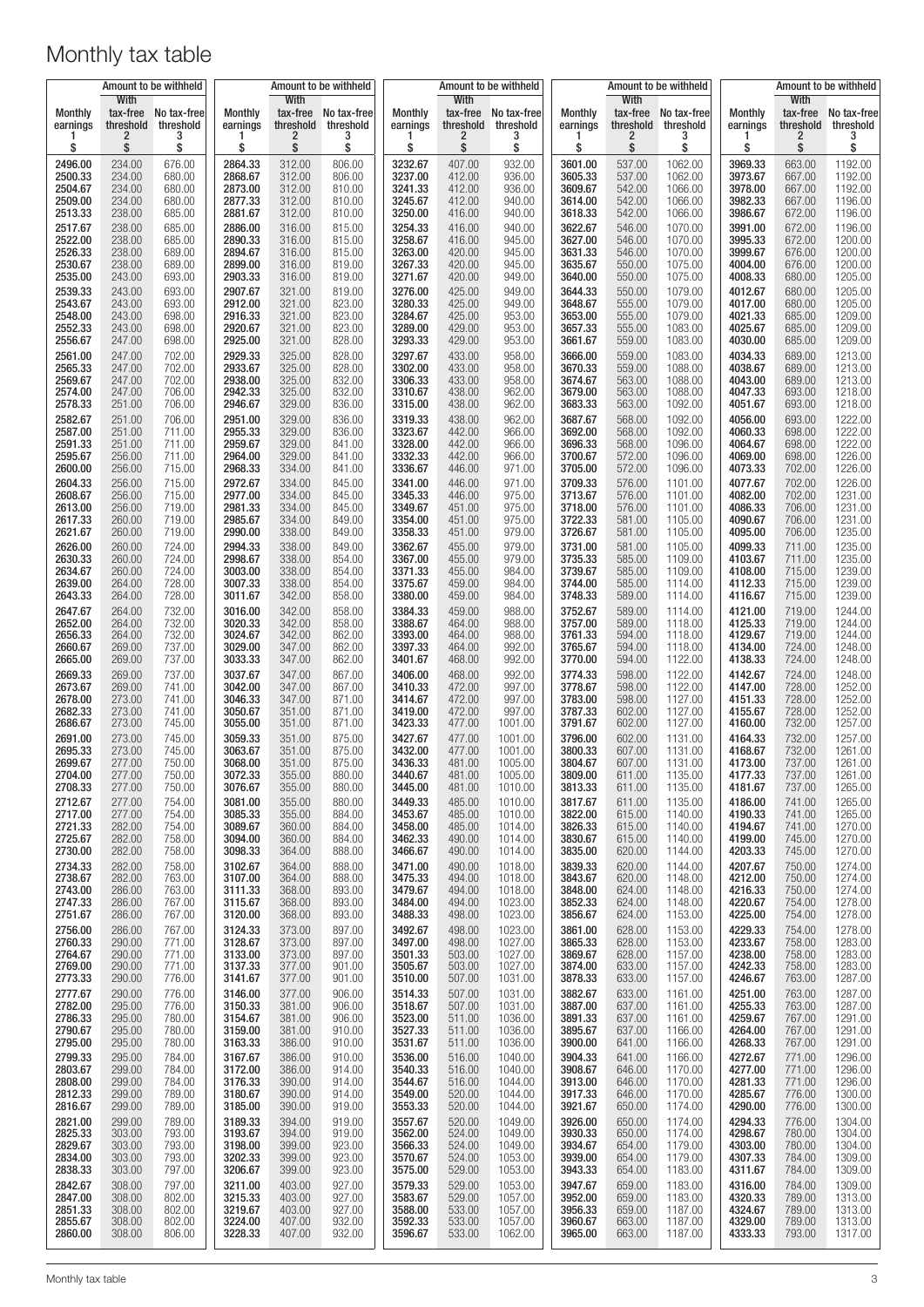# Monthly tax table

| Monthly earnings<br>1<br>$ | Amount to be withheld: With tax-free threshold<br>2<br>$ | Amount to be withheld: No tax-free threshold<br>3<br>$ |
|---|---|---|
| 2496.00 | 234.00 | 676.00 |
| 2500.33 | 234.00 | 680.00 |
| 2504.67 | 234.00 | 680.00 |
| 2509.00 | 234.00 | 680.00 |
| 2513.33 | 238.00 | 685.00 |
| 2517.67 | 238.00 | 685.00 |
| 2522.00 | 238.00 | 685.00 |
| 2526.33 | 238.00 | 689.00 |
| 2530.67 | 238.00 | 689.00 |
| 2535.00 | 243.00 | 693.00 |
| 2539.33 | 243.00 | 693.00 |
| 2543.67 | 243.00 | 693.00 |
| 2548.00 | 243.00 | 698.00 |
| 2552.33 | 243.00 | 698.00 |
| 2556.67 | 247.00 | 698.00 |
| 2561.00 | 247.00 | 702.00 |
| 2565.33 | 247.00 | 702.00 |
| 2569.67 | 247.00 | 702.00 |
| 2574.00 | 247.00 | 706.00 |
| 2578.33 | 251.00 | 706.00 |
| 2582.67 | 251.00 | 706.00 |
| 2587.00 | 251.00 | 711.00 |
| 2591.33 | 251.00 | 711.00 |
| 2595.67 | 256.00 | 711.00 |
| 2600.00 | 256.00 | 715.00 |
| 2604.33 | 256.00 | 715.00 |
| 2608.67 | 256.00 | 715.00 |
| 2613.00 | 256.00 | 719.00 |
| 2617.33 | 260.00 | 719.00 |
| 2621.67 | 260.00 | 719.00 |
| 2626.00 | 260.00 | 724.00 |
| 2630.33 | 260.00 | 724.00 |
| 2634.67 | 260.00 | 724.00 |
| 2639.00 | 264.00 | 728.00 |
| 2643.33 | 264.00 | 728.00 |
| 2647.67 | 264.00 | 732.00 |
| 2652.00 | 264.00 | 732.00 |
| 2656.33 | 264.00 | 732.00 |
| 2660.67 | 269.00 | 737.00 |
| 2665.00 | 269.00 | 737.00 |
| 2669.33 | 269.00 | 737.00 |
| 2673.67 | 269.00 | 741.00 |
| 2678.00 | 273.00 | 741.00 |
| 2682.33 | 273.00 | 741.00 |
| 2686.67 | 273.00 | 745.00 |
| 2691.00 | 273.00 | 745.00 |
| 2695.33 | 273.00 | 745.00 |
| 2699.67 | 277.00 | 750.00 |
| 2704.00 | 277.00 | 750.00 |
| 2708.33 | 277.00 | 750.00 |
| 2712.67 | 277.00 | 754.00 |
| 2717.00 | 277.00 | 754.00 |
| 2721.33 | 282.00 | 754.00 |
| 2725.67 | 282.00 | 758.00 |
| 2730.00 | 282.00 | 758.00 |
| 2734.33 | 282.00 | 758.00 |
| 2738.67 | 282.00 | 763.00 |
| 2743.00 | 286.00 | 763.00 |
| 2747.33 | 286.00 | 767.00 |
| 2751.67 | 286.00 | 767.00 |
| 2756.00 | 286.00 | 767.00 |
| 2760.33 | 290.00 | 771.00 |
| 2764.67 | 290.00 | 771.00 |
| 2769.00 | 290.00 | 771.00 |
| 2773.33 | 290.00 | 776.00 |
| 2777.67 | 290.00 | 776.00 |
| 2782.00 | 295.00 | 776.00 |
| 2786.33 | 295.00 | 780.00 |
| 2790.67 | 295.00 | 780.00 |
| 2795.00 | 295.00 | 780.00 |
| 2799.33 | 295.00 | 784.00 |
| 2803.67 | 299.00 | 784.00 |
| 2808.00 | 299.00 | 784.00 |
| 2812.33 | 299.00 | 789.00 |
| 2816.67 | 299.00 | 789.00 |
| 2821.00 | 299.00 | 789.00 |
| 2825.33 | 303.00 | 793.00 |
| 2829.67 | 303.00 | 793.00 |
| 2834.00 | 303.00 | 793.00 |
| 2838.33 | 303.00 | 797.00 |
| 2842.67 | 308.00 | 797.00 |
| 2847.00 | 308.00 | 802.00 |
| 2851.33 | 308.00 | 802.00 |
| 2855.67 | 308.00 | 802.00 |
| 2860.00 | 308.00 | 806.00 |
| 2864.33 | 312.00 | 806.00 |
| 2868.67 | 312.00 | 806.00 |
| 2873.00 | 312.00 | 810.00 |
| 2877.33 | 312.00 | 810.00 |
| 2881.67 | 312.00 | 810.00 |
| 2886.00 | 316.00 | 815.00 |
| 2890.33 | 316.00 | 815.00 |
| 2894.67 | 316.00 | 815.00 |
| 2899.00 | 316.00 | 819.00 |
| 2903.33 | 316.00 | 819.00 |
| 2907.67 | 321.00 | 819.00 |
| 2912.00 | 321.00 | 823.00 |
| 2916.33 | 321.00 | 823.00 |
| 2920.67 | 321.00 | 823.00 |
| 2925.00 | 321.00 | 828.00 |
| 2929.33 | 325.00 | 828.00 |
| 2933.67 | 325.00 | 828.00 |
| 2938.00 | 325.00 | 832.00 |
| 2942.33 | 325.00 | 832.00 |
| 2946.67 | 329.00 | 836.00 |
| 2951.00 | 329.00 | 836.00 |
| 2955.33 | 329.00 | 836.00 |
| 2959.67 | 329.00 | 841.00 |
| 2964.00 | 329.00 | 841.00 |
| 2968.33 | 334.00 | 841.00 |
| 2972.67 | 334.00 | 845.00 |
| 2977.00 | 334.00 | 845.00 |
| 2981.33 | 334.00 | 845.00 |
| 2985.67 | 334.00 | 849.00 |
| 2990.00 | 338.00 | 849.00 |
| 2994.33 | 338.00 | 849.00 |
| 2998.67 | 338.00 | 854.00 |
| 3003.00 | 338.00 | 854.00 |
| 3007.33 | 338.00 | 854.00 |
| 3011.67 | 342.00 | 858.00 |
| 3016.00 | 342.00 | 858.00 |
| 3020.33 | 342.00 | 858.00 |
| 3024.67 | 342.00 | 862.00 |
| 3029.00 | 347.00 | 862.00 |
| 3033.33 | 347.00 | 862.00 |
| 3037.67 | 347.00 | 867.00 |
| 3042.00 | 347.00 | 867.00 |
| 3046.33 | 347.00 | 871.00 |
| 3050.67 | 351.00 | 871.00 |
| 3055.00 | 351.00 | 871.00 |
| 3059.33 | 351.00 | 875.00 |
| 3063.67 | 351.00 | 875.00 |
| 3068.00 | 351.00 | 875.00 |
| 3072.33 | 355.00 | 880.00 |
| 3076.67 | 355.00 | 880.00 |
| 3081.00 | 355.00 | 880.00 |
| 3085.33 | 355.00 | 884.00 |
| 3089.67 | 360.00 | 884.00 |
| 3094.00 | 360.00 | 884.00 |
| 3098.33 | 364.00 | 888.00 |
| 3102.67 | 364.00 | 888.00 |
| 3107.00 | 364.00 | 888.00 |
| 3111.33 | 368.00 | 893.00 |
| 3115.67 | 368.00 | 893.00 |
| 3120.00 | 368.00 | 893.00 |
| 3124.33 | 373.00 | 897.00 |
| 3128.67 | 373.00 | 897.00 |
| 3133.00 | 373.00 | 897.00 |
| 3137.33 | 377.00 | 901.00 |
| 3141.67 | 377.00 | 901.00 |
| 3146.00 | 377.00 | 906.00 |
| 3150.33 | 381.00 | 906.00 |
| 3154.67 | 381.00 | 906.00 |
| 3159.00 | 381.00 | 910.00 |
| 3163.33 | 386.00 | 910.00 |
| 3167.67 | 386.00 | 910.00 |
| 3172.00 | 386.00 | 914.00 |
| 3176.33 | 390.00 | 914.00 |
| 3180.67 | 390.00 | 914.00 |
| 3185.00 | 390.00 | 919.00 |
| 3189.33 | 394.00 | 919.00 |
| 3193.67 | 394.00 | 919.00 |
| 3198.00 | 399.00 | 923.00 |
| 3202.33 | 399.00 | 923.00 |
| 3206.67 | 399.00 | 923.00 |
| 3211.00 | 403.00 | 927.00 |
| 3215.33 | 403.00 | 927.00 |
| 3219.67 | 403.00 | 927.00 |
| 3224.00 | 407.00 | 932.00 |
| 3228.33 | 407.00 | 932.00 |
| 3232.67 | 407.00 | 932.00 |
| 3237.00 | 412.00 | 936.00 |
| 3241.33 | 412.00 | 936.00 |
| 3245.67 | 412.00 | 940.00 |
| 3250.00 | 416.00 | 940.00 |
| 3254.33 | 416.00 | 940.00 |
| 3258.67 | 416.00 | 945.00 |
| 3263.00 | 420.00 | 945.00 |
| 3267.33 | 420.00 | 945.00 |
| 3271.67 | 420.00 | 949.00 |
| 3276.00 | 425.00 | 949.00 |
| 3280.33 | 425.00 | 949.00 |
| 3284.67 | 425.00 | 953.00 |
| 3289.00 | 429.00 | 953.00 |
| 3293.33 | 429.00 | 953.00 |
| 3297.67 | 433.00 | 958.00 |
| 3302.00 | 433.00 | 958.00 |
| 3306.33 | 433.00 | 958.00 |
| 3310.67 | 438.00 | 962.00 |
| 3315.00 | 438.00 | 962.00 |
| 3319.33 | 438.00 | 962.00 |
| 3323.67 | 442.00 | 966.00 |
| 3328.00 | 442.00 | 966.00 |
| 3332.33 | 442.00 | 966.00 |
| 3336.67 | 446.00 | 971.00 |
| 3341.00 | 446.00 | 971.00 |
| 3345.33 | 446.00 | 975.00 |
| 3349.67 | 451.00 | 975.00 |
| 3354.00 | 451.00 | 975.00 |
| 3358.33 | 451.00 | 979.00 |
| 3362.67 | 455.00 | 979.00 |
| 3367.00 | 455.00 | 979.00 |
| 3371.33 | 455.00 | 984.00 |
| 3375.67 | 459.00 | 984.00 |
| 3380.00 | 459.00 | 984.00 |
| 3384.33 | 459.00 | 988.00 |
| 3388.67 | 464.00 | 988.00 |
| 3393.00 | 464.00 | 988.00 |
| 3397.33 | 464.00 | 992.00 |
| 3401.67 | 468.00 | 992.00 |
| 3406.00 | 468.00 | 992.00 |
| 3410.33 | 472.00 | 997.00 |
| 3414.67 | 472.00 | 997.00 |
| 3419.00 | 472.00 | 997.00 |
| 3423.33 | 477.00 | 1001.00 |
| 3427.67 | 477.00 | 1001.00 |
| 3432.00 | 477.00 | 1001.00 |
| 3436.33 | 481.00 | 1005.00 |
| 3440.67 | 481.00 | 1005.00 |
| 3445.00 | 481.00 | 1010.00 |
| 3449.33 | 485.00 | 1010.00 |
| 3453.67 | 485.00 | 1010.00 |
| 3458.00 | 485.00 | 1014.00 |
| 3462.33 | 490.00 | 1014.00 |
| 3466.67 | 490.00 | 1014.00 |
| 3471.00 | 490.00 | 1018.00 |
| 3475.33 | 494.00 | 1018.00 |
| 3479.67 | 494.00 | 1018.00 |
| 3484.00 | 494.00 | 1023.00 |
| 3488.33 | 498.00 | 1023.00 |
| 3492.67 | 498.00 | 1023.00 |
| 3497.00 | 498.00 | 1027.00 |
| 3501.33 | 503.00 | 1027.00 |
| 3505.67 | 503.00 | 1027.00 |
| 3510.00 | 507.00 | 1031.00 |
| 3514.33 | 507.00 | 1031.00 |
| 3518.67 | 507.00 | 1031.00 |
| 3523.00 | 511.00 | 1036.00 |
| 3527.33 | 511.00 | 1036.00 |
| 3531.67 | 511.00 | 1036.00 |
| 3536.00 | 516.00 | 1040.00 |
| 3540.33 | 516.00 | 1040.00 |
| 3544.67 | 516.00 | 1044.00 |
| 3549.00 | 520.00 | 1044.00 |
| 3553.33 | 520.00 | 1044.00 |
| 3557.67 | 520.00 | 1049.00 |
| 3562.00 | 524.00 | 1049.00 |
| 3566.33 | 524.00 | 1049.00 |
| 3570.67 | 524.00 | 1053.00 |
| 3575.00 | 529.00 | 1053.00 |
| 3579.33 | 529.00 | 1053.00 |
| 3583.67 | 529.00 | 1057.00 |
| 3588.00 | 533.00 | 1057.00 |
| 3592.33 | 533.00 | 1057.00 |
| 3596.67 | 533.00 | 1062.00 |
| 3601.00 | 537.00 | 1062.00 |
| 3605.33 | 537.00 | 1062.00 |
| 3609.67 | 542.00 | 1066.00 |
| 3614.00 | 542.00 | 1066.00 |
| 3618.33 | 542.00 | 1066.00 |
| 3622.67 | 546.00 | 1070.00 |
| 3627.00 | 546.00 | 1070.00 |
| 3631.33 | 546.00 | 1070.00 |
| 3635.67 | 550.00 | 1075.00 |
| 3640.00 | 550.00 | 1075.00 |
| 3644.33 | 550.00 | 1079.00 |
| 3648.67 | 555.00 | 1079.00 |
| 3653.00 | 555.00 | 1079.00 |
| 3657.33 | 555.00 | 1083.00 |
| 3661.67 | 559.00 | 1083.00 |
| 3666.00 | 559.00 | 1083.00 |
| 3670.33 | 559.00 | 1088.00 |
| 3674.67 | 563.00 | 1088.00 |
| 3679.00 | 563.00 | 1088.00 |
| 3683.33 | 563.00 | 1092.00 |
| 3687.67 | 568.00 | 1092.00 |
| 3692.00 | 568.00 | 1092.00 |
| 3696.33 | 568.00 | 1096.00 |
| 3700.67 | 572.00 | 1096.00 |
| 3705.00 | 572.00 | 1096.00 |
| 3709.33 | 576.00 | 1101.00 |
| 3713.67 | 576.00 | 1101.00 |
| 3718.00 | 576.00 | 1101.00 |
| 3722.33 | 581.00 | 1105.00 |
| 3726.67 | 581.00 | 1105.00 |
| 3731.00 | 581.00 | 1105.00 |
| 3735.33 | 585.00 | 1109.00 |
| 3739.67 | 585.00 | 1109.00 |
| 3744.00 | 585.00 | 1114.00 |
| 3748.33 | 589.00 | 1114.00 |
| 3752.67 | 589.00 | 1114.00 |
| 3757.00 | 589.00 | 1118.00 |
| 3761.33 | 594.00 | 1118.00 |
| 3765.67 | 594.00 | 1118.00 |
| 3770.00 | 594.00 | 1122.00 |
| 3774.33 | 598.00 | 1122.00 |
| 3778.67 | 598.00 | 1122.00 |
| 3783.00 | 598.00 | 1127.00 |
| 3787.33 | 602.00 | 1127.00 |
| 3791.67 | 602.00 | 1127.00 |
| 3796.00 | 602.00 | 1131.00 |
| 3800.33 | 607.00 | 1131.00 |
| 3804.67 | 607.00 | 1131.00 |
| 3809.00 | 611.00 | 1135.00 |
| 3813.33 | 611.00 | 1135.00 |
| 3817.67 | 611.00 | 1135.00 |
| 3822.00 | 615.00 | 1140.00 |
| 3826.33 | 615.00 | 1140.00 |
| 3830.67 | 615.00 | 1140.00 |
| 3835.00 | 620.00 | 1144.00 |
| 3839.33 | 620.00 | 1144.00 |
| 3843.67 | 620.00 | 1148.00 |
| 3848.00 | 624.00 | 1148.00 |
| 3852.33 | 624.00 | 1148.00 |
| 3856.67 | 624.00 | 1153.00 |
| 3861.00 | 628.00 | 1153.00 |
| 3865.33 | 628.00 | 1153.00 |
| 3869.67 | 628.00 | 1157.00 |
| 3874.00 | 633.00 | 1157.00 |
| 3878.33 | 633.00 | 1157.00 |
| 3882.67 | 633.00 | 1161.00 |
| 3887.00 | 637.00 | 1161.00 |
| 3891.33 | 637.00 | 1161.00 |
| 3895.67 | 637.00 | 1166.00 |
| 3900.00 | 641.00 | 1166.00 |
| 3904.33 | 641.00 | 1166.00 |
| 3908.67 | 646.00 | 1170.00 |
| 3913.00 | 646.00 | 1170.00 |
| 3917.33 | 646.00 | 1170.00 |
| 3921.67 | 650.00 | 1174.00 |
| 3926.00 | 650.00 | 1174.00 |
| 3930.33 | 650.00 | 1174.00 |
| 3934.67 | 654.00 | 1179.00 |
| 3939.00 | 654.00 | 1179.00 |
| 3943.33 | 654.00 | 1183.00 |
| 3947.67 | 659.00 | 1183.00 |
| 3952.00 | 659.00 | 1183.00 |
| 3956.33 | 659.00 | 1187.00 |
| 3960.67 | 663.00 | 1187.00 |
| 3965.00 | 663.00 | 1187.00 |
| 3969.33 | 663.00 | 1192.00 |
| 3973.67 | 667.00 | 1192.00 |
| 3978.00 | 667.00 | 1192.00 |
| 3982.33 | 667.00 | 1196.00 |
| 3986.67 | 672.00 | 1196.00 |
| 3991.00 | 672.00 | 1196.00 |
| 3995.33 | 672.00 | 1200.00 |
| 3999.67 | 676.00 | 1200.00 |
| 4004.00 | 676.00 | 1200.00 |
| 4008.33 | 680.00 | 1205.00 |
| 4012.67 | 680.00 | 1205.00 |
| 4017.00 | 680.00 | 1205.00 |
| 4021.33 | 685.00 | 1209.00 |
| 4025.67 | 685.00 | 1209.00 |
| 4030.00 | 685.00 | 1209.00 |
| 4034.33 | 689.00 | 1213.00 |
| 4038.67 | 689.00 | 1213.00 |
| 4043.00 | 689.00 | 1213.00 |
| 4047.33 | 693.00 | 1218.00 |
| 4051.67 | 693.00 | 1218.00 |
| 4056.00 | 693.00 | 1222.00 |
| 4060.33 | 698.00 | 1222.00 |
| 4064.67 | 698.00 | 1222.00 |
| 4069.00 | 698.00 | 1226.00 |
| 4073.33 | 702.00 | 1226.00 |
| 4077.67 | 702.00 | 1226.00 |
| 4082.00 | 702.00 | 1231.00 |
| 4086.33 | 706.00 | 1231.00 |
| 4090.67 | 706.00 | 1231.00 |
| 4095.00 | 706.00 | 1235.00 |
| 4099.33 | 711.00 | 1235.00 |
| 4103.67 | 711.00 | 1235.00 |
| 4108.00 | 715.00 | 1239.00 |
| 4112.33 | 715.00 | 1239.00 |
| 4116.67 | 715.00 | 1239.00 |
| 4121.00 | 719.00 | 1244.00 |
| 4125.33 | 719.00 | 1244.00 |
| 4129.67 | 719.00 | 1244.00 |
| 4134.00 | 724.00 | 1248.00 |
| 4138.33 | 724.00 | 1248.00 |
| 4142.67 | 724.00 | 1248.00 |
| 4147.00 | 728.00 | 1252.00 |
| 4151.33 | 728.00 | 1252.00 |
| 4155.67 | 728.00 | 1252.00 |
| 4160.00 | 732.00 | 1257.00 |
| 4164.33 | 732.00 | 1257.00 |
| 4168.67 | 732.00 | 1261.00 |
| 4173.00 | 737.00 | 1261.00 |
| 4177.33 | 737.00 | 1261.00 |
| 4181.67 | 737.00 | 1265.00 |
| 4186.00 | 741.00 | 1265.00 |
| 4190.33 | 741.00 | 1265.00 |
| 4194.67 | 741.00 | 1270.00 |
| 4199.00 | 745.00 | 1270.00 |
| 4203.33 | 745.00 | 1270.00 |
| 4207.67 | 750.00 | 1274.00 |
| 4212.00 | 750.00 | 1274.00 |
| 4216.33 | 750.00 | 1274.00 |
| 4220.67 | 754.00 | 1278.00 |
| 4225.00 | 754.00 | 1278.00 |
| 4229.33 | 754.00 | 1278.00 |
| 4233.67 | 758.00 | 1283.00 |
| 4238.00 | 758.00 | 1283.00 |
| 4242.33 | 758.00 | 1283.00 |
| 4246.67 | 763.00 | 1287.00 |
| 4251.00 | 763.00 | 1287.00 |
| 4255.33 | 763.00 | 1287.00 |
| 4259.67 | 767.00 | 1291.00 |
| 4264.00 | 767.00 | 1291.00 |
| 4268.33 | 767.00 | 1291.00 |
| 4272.67 | 771.00 | 1296.00 |
| 4277.00 | 771.00 | 1296.00 |
| 4281.33 | 771.00 | 1296.00 |
| 4285.67 | 776.00 | 1300.00 |
| 4290.00 | 776.00 | 1300.00 |
| 4294.33 | 776.00 | 1304.00 |
| 4298.67 | 780.00 | 1304.00 |
| 4303.00 | 780.00 | 1304.00 |
| 4307.33 | 784.00 | 1309.00 |
| 4311.67 | 784.00 | 1309.00 |
| 4316.00 | 784.00 | 1309.00 |
| 4320.33 | 789.00 | 1313.00 |
| 4324.67 | 789.00 | 1313.00 |
| 4329.00 | 789.00 | 1313.00 |
| 4333.33 | 793.00 | 1317.00 |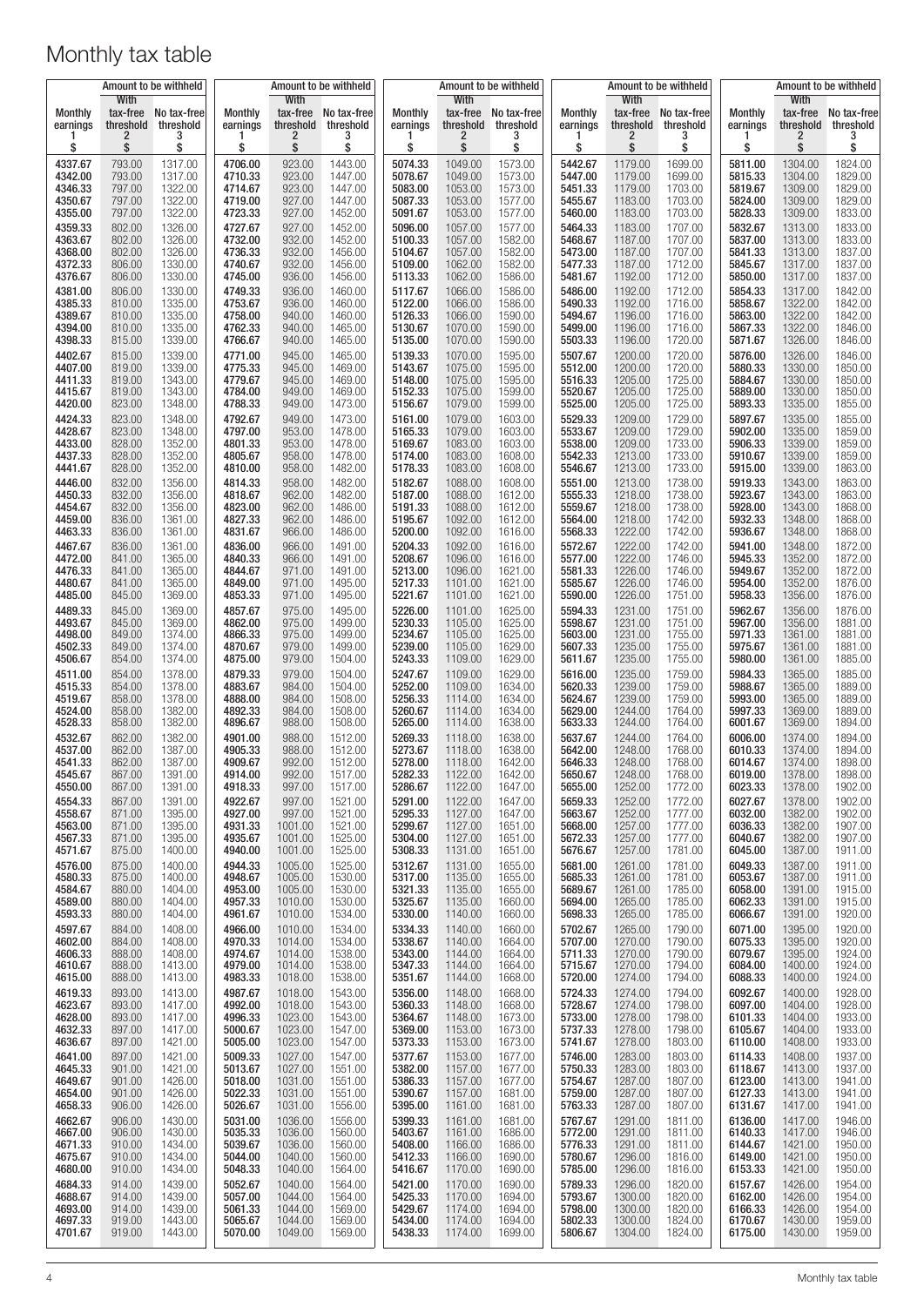# Monthly tax table

| Monthly earnings 1 $ | With tax-free threshold 2 $ | No tax-free threshold 3 $ | Monthly earnings 1 $ | With tax-free threshold 2 $ | No tax-free threshold 3 $ | Monthly earnings 1 $ | With tax-free threshold 2 $ | No tax-free threshold 3 $ | Monthly earnings 1 $ | With tax-free threshold 2 $ | No tax-free threshold 3 $ | Monthly earnings 1 $ | With tax-free threshold 2 $ | No tax-free threshold 3 $ |
|---|---|---|---|---|---|---|---|---|---|---|---|---|---|---|
| 4337.67 | 793.00 | 1317.00 | 4706.00 | 923.00 | 1443.00 | 5074.33 | 1049.00 | 1573.00 | 5442.67 | 1179.00 | 1699.00 | 5811.00 | 1304.00 | 1824.00 |
| 4342.00 | 793.00 | 1317.00 | 4710.33 | 923.00 | 1447.00 | 5078.67 | 1049.00 | 1573.00 | 5447.00 | 1179.00 | 1699.00 | 5815.33 | 1304.00 | 1829.00 |
| 4346.33 | 797.00 | 1322.00 | 4714.67 | 923.00 | 1447.00 | 5083.00 | 1053.00 | 1573.00 | 5451.33 | 1179.00 | 1703.00 | 5819.67 | 1309.00 | 1829.00 |
| 4350.67 | 797.00 | 1322.00 | 4719.00 | 927.00 | 1447.00 | 5087.33 | 1053.00 | 1577.00 | 5455.67 | 1183.00 | 1703.00 | 5824.00 | 1309.00 | 1829.00 |
| 4355.00 | 797.00 | 1322.00 | 4723.33 | 927.00 | 1452.00 | 5091.67 | 1053.00 | 1577.00 | 5460.00 | 1183.00 | 1703.00 | 5828.33 | 1309.00 | 1833.00 |
| 4359.33 | 802.00 | 1326.00 | 4727.67 | 927.00 | 1452.00 | 5096.00 | 1057.00 | 1577.00 | 5464.33 | 1183.00 | 1707.00 | 5832.67 | 1313.00 | 1833.00 |
| 4363.67 | 802.00 | 1326.00 | 4732.00 | 932.00 | 1452.00 | 5100.33 | 1057.00 | 1582.00 | 5468.67 | 1187.00 | 1707.00 | 5837.00 | 1313.00 | 1833.00 |
| 4368.00 | 802.00 | 1326.00 | 4736.33 | 932.00 | 1456.00 | 5104.67 | 1057.00 | 1582.00 | 5473.00 | 1187.00 | 1707.00 | 5841.33 | 1313.00 | 1837.00 |
| 4372.33 | 806.00 | 1330.00 | 4740.67 | 932.00 | 1456.00 | 5109.00 | 1062.00 | 1582.00 | 5477.33 | 1187.00 | 1712.00 | 5845.67 | 1317.00 | 1837.00 |
| 4376.67 | 806.00 | 1330.00 | 4745.00 | 936.00 | 1456.00 | 5113.33 | 1062.00 | 1586.00 | 5481.67 | 1192.00 | 1712.00 | 5850.00 | 1317.00 | 1837.00 |
| 4381.00 | 806.00 | 1330.00 | 4749.33 | 936.00 | 1460.00 | 5117.67 | 1066.00 | 1586.00 | 5486.00 | 1192.00 | 1712.00 | 5854.33 | 1317.00 | 1842.00 |
| 4385.33 | 810.00 | 1335.00 | 4753.67 | 936.00 | 1460.00 | 5122.00 | 1066.00 | 1586.00 | 5490.33 | 1192.00 | 1716.00 | 5858.67 | 1322.00 | 1842.00 |
| 4389.67 | 810.00 | 1335.00 | 4758.00 | 940.00 | 1460.00 | 5126.33 | 1066.00 | 1590.00 | 5494.67 | 1196.00 | 1716.00 | 5863.00 | 1322.00 | 1842.00 |
| 4394.00 | 810.00 | 1335.00 | 4762.33 | 940.00 | 1465.00 | 5130.67 | 1070.00 | 1590.00 | 5499.00 | 1196.00 | 1716.00 | 5867.33 | 1322.00 | 1846.00 |
| 4398.33 | 815.00 | 1339.00 | 4766.67 | 940.00 | 1465.00 | 5135.00 | 1070.00 | 1590.00 | 5503.33 | 1196.00 | 1720.00 | 5871.67 | 1326.00 | 1846.00 |
| 4402.67 | 815.00 | 1339.00 | 4771.00 | 945.00 | 1465.00 | 5139.33 | 1070.00 | 1595.00 | 5507.67 | 1200.00 | 1720.00 | 5876.00 | 1326.00 | 1846.00 |
| 4407.00 | 819.00 | 1339.00 | 4775.33 | 945.00 | 1469.00 | 5143.67 | 1075.00 | 1595.00 | 5512.00 | 1200.00 | 1720.00 | 5880.33 | 1330.00 | 1850.00 |
| 4411.33 | 819.00 | 1343.00 | 4779.67 | 945.00 | 1469.00 | 5148.00 | 1075.00 | 1595.00 | 5516.33 | 1205.00 | 1725.00 | 5884.67 | 1330.00 | 1850.00 |
| 4415.67 | 819.00 | 1343.00 | 4784.00 | 949.00 | 1469.00 | 5152.33 | 1075.00 | 1599.00 | 5520.67 | 1205.00 | 1725.00 | 5889.00 | 1330.00 | 1850.00 |
| 4420.00 | 823.00 | 1348.00 | 4788.33 | 949.00 | 1473.00 | 5156.67 | 1079.00 | 1599.00 | 5525.00 | 1205.00 | 1725.00 | 5893.33 | 1335.00 | 1855.00 |
| 4424.33 | 823.00 | 1348.00 | 4792.67 | 949.00 | 1473.00 | 5161.00 | 1079.00 | 1603.00 | 5529.33 | 1209.00 | 1729.00 | 5897.67 | 1335.00 | 1855.00 |
| 4428.67 | 823.00 | 1348.00 | 4797.00 | 953.00 | 1478.00 | 5165.33 | 1079.00 | 1603.00 | 5533.67 | 1209.00 | 1729.00 | 5902.00 | 1335.00 | 1859.00 |
| 4433.00 | 828.00 | 1352.00 | 4801.33 | 953.00 | 1478.00 | 5169.67 | 1083.00 | 1603.00 | 5538.00 | 1209.00 | 1733.00 | 5906.33 | 1339.00 | 1859.00 |
| 4437.33 | 828.00 | 1352.00 | 4805.67 | 958.00 | 1478.00 | 5174.00 | 1083.00 | 1608.00 | 5542.33 | 1213.00 | 1733.00 | 5910.67 | 1339.00 | 1859.00 |
| 4441.67 | 828.00 | 1352.00 | 4810.00 | 958.00 | 1482.00 | 5178.33 | 1083.00 | 1608.00 | 5546.67 | 1213.00 | 1733.00 | 5915.00 | 1339.00 | 1863.00 |
| 4446.00 | 832.00 | 1356.00 | 4814.33 | 958.00 | 1482.00 | 5182.67 | 1088.00 | 1608.00 | 5551.00 | 1213.00 | 1738.00 | 5919.33 | 1343.00 | 1863.00 |
| 4450.33 | 832.00 | 1356.00 | 4818.67 | 962.00 | 1482.00 | 5187.00 | 1088.00 | 1612.00 | 5555.33 | 1218.00 | 1738.00 | 5923.67 | 1343.00 | 1863.00 |
| 4454.67 | 832.00 | 1356.00 | 4823.00 | 962.00 | 1486.00 | 5191.33 | 1088.00 | 1612.00 | 5559.67 | 1218.00 | 1738.00 | 5928.00 | 1343.00 | 1868.00 |
| 4459.00 | 836.00 | 1361.00 | 4827.33 | 962.00 | 1486.00 | 5195.67 | 1092.00 | 1612.00 | 5564.00 | 1218.00 | 1742.00 | 5932.33 | 1348.00 | 1868.00 |
| 4463.33 | 836.00 | 1361.00 | 4831.67 | 966.00 | 1486.00 | 5200.00 | 1092.00 | 1616.00 | 5568.33 | 1222.00 | 1742.00 | 5936.67 | 1348.00 | 1868.00 |
| 4467.67 | 836.00 | 1361.00 | 4836.00 | 966.00 | 1491.00 | 5204.33 | 1092.00 | 1616.00 | 5572.67 | 1222.00 | 1742.00 | 5941.00 | 1348.00 | 1872.00 |
| 4472.00 | 841.00 | 1365.00 | 4840.33 | 966.00 | 1491.00 | 5208.67 | 1096.00 | 1616.00 | 5577.00 | 1222.00 | 1746.00 | 5945.33 | 1352.00 | 1872.00 |
| 4476.33 | 841.00 | 1365.00 | 4844.67 | 971.00 | 1491.00 | 5213.00 | 1096.00 | 1621.00 | 5581.33 | 1226.00 | 1746.00 | 5949.67 | 1352.00 | 1872.00 |
| 4480.67 | 841.00 | 1365.00 | 4849.00 | 971.00 | 1495.00 | 5217.33 | 1101.00 | 1621.00 | 5585.67 | 1226.00 | 1746.00 | 5954.00 | 1352.00 | 1876.00 |
| 4485.00 | 845.00 | 1369.00 | 4853.33 | 971.00 | 1495.00 | 5221.67 | 1101.00 | 1621.00 | 5590.00 | 1226.00 | 1751.00 | 5958.33 | 1356.00 | 1876.00 |
| 4489.33 | 845.00 | 1369.00 | 4857.67 | 975.00 | 1495.00 | 5226.00 | 1101.00 | 1625.00 | 5594.33 | 1231.00 | 1751.00 | 5962.67 | 1356.00 | 1876.00 |
| 4493.67 | 845.00 | 1369.00 | 4862.00 | 975.00 | 1499.00 | 5230.33 | 1105.00 | 1625.00 | 5598.67 | 1231.00 | 1751.00 | 5967.00 | 1356.00 | 1881.00 |
| 4498.00 | 849.00 | 1374.00 | 4866.33 | 975.00 | 1499.00 | 5234.67 | 1105.00 | 1625.00 | 5603.00 | 1231.00 | 1755.00 | 5971.33 | 1361.00 | 1881.00 |
| 4502.33 | 849.00 | 1374.00 | 4870.67 | 979.00 | 1499.00 | 5239.00 | 1105.00 | 1629.00 | 5607.33 | 1235.00 | 1755.00 | 5975.67 | 1361.00 | 1881.00 |
| 4506.67 | 854.00 | 1374.00 | 4875.00 | 979.00 | 1504.00 | 5243.33 | 1109.00 | 1629.00 | 5611.67 | 1235.00 | 1755.00 | 5980.00 | 1361.00 | 1885.00 |
| 4511.00 | 854.00 | 1378.00 | 4879.33 | 979.00 | 1504.00 | 5247.67 | 1109.00 | 1629.00 | 5616.00 | 1235.00 | 1759.00 | 5984.33 | 1365.00 | 1885.00 |
| 4515.33 | 854.00 | 1378.00 | 4883.67 | 984.00 | 1504.00 | 5252.00 | 1109.00 | 1634.00 | 5620.33 | 1239.00 | 1759.00 | 5988.67 | 1365.00 | 1889.00 |
| 4519.67 | 858.00 | 1378.00 | 4888.00 | 984.00 | 1508.00 | 5256.33 | 1114.00 | 1634.00 | 5624.67 | 1239.00 | 1759.00 | 5993.00 | 1365.00 | 1889.00 |
| 4524.00 | 858.00 | 1382.00 | 4892.33 | 984.00 | 1508.00 | 5260.67 | 1114.00 | 1634.00 | 5629.00 | 1244.00 | 1764.00 | 5997.33 | 1369.00 | 1889.00 |
| 4528.33 | 858.00 | 1382.00 | 4896.67 | 988.00 | 1508.00 | 5265.00 | 1114.00 | 1638.00 | 5633.33 | 1244.00 | 1764.00 | 6001.67 | 1369.00 | 1894.00 |
| 4532.67 | 862.00 | 1382.00 | 4901.00 | 988.00 | 1512.00 | 5269.33 | 1118.00 | 1638.00 | 5637.67 | 1244.00 | 1764.00 | 6006.00 | 1374.00 | 1894.00 |
| 4537.00 | 862.00 | 1387.00 | 4905.33 | 988.00 | 1512.00 | 5273.67 | 1118.00 | 1638.00 | 5642.00 | 1248.00 | 1768.00 | 6010.33 | 1374.00 | 1894.00 |
| 4541.33 | 862.00 | 1387.00 | 4909.67 | 992.00 | 1512.00 | 5278.00 | 1118.00 | 1642.00 | 5646.33 | 1248.00 | 1768.00 | 6014.67 | 1374.00 | 1898.00 |
| 4545.67 | 867.00 | 1391.00 | 4914.00 | 992.00 | 1517.00 | 5282.33 | 1122.00 | 1642.00 | 5650.67 | 1248.00 | 1768.00 | 6019.00 | 1378.00 | 1898.00 |
| 4550.00 | 867.00 | 1391.00 | 4918.33 | 997.00 | 1517.00 | 5286.67 | 1122.00 | 1647.00 | 5655.00 | 1252.00 | 1772.00 | 6023.33 | 1378.00 | 1902.00 |
| 4554.33 | 867.00 | 1391.00 | 4922.67 | 997.00 | 1521.00 | 5291.00 | 1122.00 | 1647.00 | 5659.33 | 1252.00 | 1772.00 | 6027.67 | 1378.00 | 1902.00 |
| 4558.67 | 871.00 | 1395.00 | 4927.00 | 997.00 | 1521.00 | 5295.33 | 1127.00 | 1647.00 | 5663.67 | 1252.00 | 1777.00 | 6032.00 | 1382.00 | 1902.00 |
| 4563.00 | 871.00 | 1395.00 | 4931.33 | 1001.00 | 1521.00 | 5299.67 | 1127.00 | 1651.00 | 5668.00 | 1257.00 | 1777.00 | 6036.33 | 1382.00 | 1907.00 |
| 4567.33 | 871.00 | 1395.00 | 4935.67 | 1001.00 | 1525.00 | 5304.00 | 1127.00 | 1651.00 | 5672.33 | 1257.00 | 1777.00 | 6040.67 | 1382.00 | 1907.00 |
| 4571.67 | 875.00 | 1400.00 | 4940.00 | 1001.00 | 1525.00 | 5308.33 | 1131.00 | 1651.00 | 5676.67 | 1257.00 | 1781.00 | 6045.00 | 1387.00 | 1911.00 |
| 4576.00 | 875.00 | 1400.00 | 4944.33 | 1005.00 | 1525.00 | 5312.67 | 1131.00 | 1655.00 | 5681.00 | 1261.00 | 1781.00 | 6049.33 | 1387.00 | 1911.00 |
| 4580.33 | 875.00 | 1400.00 | 4948.67 | 1005.00 | 1530.00 | 5317.00 | 1135.00 | 1655.00 | 5685.33 | 1261.00 | 1781.00 | 6053.67 | 1387.00 | 1911.00 |
| 4584.67 | 880.00 | 1404.00 | 4953.00 | 1005.00 | 1530.00 | 5321.33 | 1135.00 | 1655.00 | 5689.67 | 1261.00 | 1785.00 | 6058.00 | 1391.00 | 1915.00 |
| 4589.00 | 880.00 | 1404.00 | 4957.33 | 1010.00 | 1530.00 | 5325.67 | 1135.00 | 1660.00 | 5694.00 | 1265.00 | 1785.00 | 6062.33 | 1391.00 | 1915.00 |
| 4593.33 | 880.00 | 1404.00 | 4961.67 | 1010.00 | 1534.00 | 5330.00 | 1140.00 | 1660.00 | 5698.33 | 1265.00 | 1785.00 | 6066.67 | 1391.00 | 1920.00 |
| 4597.67 | 884.00 | 1408.00 | 4966.00 | 1010.00 | 1534.00 | 5334.33 | 1140.00 | 1660.00 | 5702.67 | 1265.00 | 1790.00 | 6071.00 | 1395.00 | 1920.00 |
| 4602.00 | 884.00 | 1408.00 | 4970.33 | 1014.00 | 1534.00 | 5338.67 | 1140.00 | 1664.00 | 5707.00 | 1270.00 | 1790.00 | 6075.33 | 1395.00 | 1920.00 |
| 4606.33 | 888.00 | 1408.00 | 4974.67 | 1014.00 | 1538.00 | 5343.00 | 1144.00 | 1664.00 | 5711.33 | 1270.00 | 1790.00 | 6079.67 | 1395.00 | 1924.00 |
| 4610.67 | 888.00 | 1413.00 | 4979.00 | 1014.00 | 1538.00 | 5347.33 | 1144.00 | 1664.00 | 5715.67 | 1270.00 | 1794.00 | 6084.00 | 1400.00 | 1924.00 |
| 4615.00 | 888.00 | 1413.00 | 4983.33 | 1018.00 | 1538.00 | 5351.67 | 1144.00 | 1668.00 | 5720.00 | 1274.00 | 1794.00 | 6088.33 | 1400.00 | 1924.00 |
| 4619.33 | 893.00 | 1413.00 | 4987.67 | 1018.00 | 1543.00 | 5356.00 | 1148.00 | 1668.00 | 5724.33 | 1274.00 | 1794.00 | 6092.67 | 1400.00 | 1928.00 |
| 4623.67 | 893.00 | 1417.00 | 4992.00 | 1018.00 | 1543.00 | 5360.33 | 1148.00 | 1668.00 | 5728.67 | 1274.00 | 1798.00 | 6097.00 | 1404.00 | 1928.00 |
| 4628.00 | 893.00 | 1417.00 | 4996.33 | 1023.00 | 1543.00 | 5364.67 | 1148.00 | 1673.00 | 5733.00 | 1278.00 | 1798.00 | 6101.33 | 1404.00 | 1933.00 |
| 4632.33 | 897.00 | 1417.00 | 5000.67 | 1023.00 | 1547.00 | 5369.00 | 1153.00 | 1673.00 | 5737.33 | 1278.00 | 1798.00 | 6105.67 | 1404.00 | 1933.00 |
| 4636.67 | 897.00 | 1421.00 | 5005.00 | 1023.00 | 1547.00 | 5373.33 | 1153.00 | 1673.00 | 5741.67 | 1278.00 | 1803.00 | 6110.00 | 1408.00 | 1933.00 |
| 4641.00 | 897.00 | 1421.00 | 5009.33 | 1027.00 | 1547.00 | 5377.67 | 1153.00 | 1677.00 | 5746.00 | 1283.00 | 1803.00 | 6114.33 | 1408.00 | 1937.00 |
| 4645.33 | 901.00 | 1421.00 | 5013.67 | 1027.00 | 1551.00 | 5382.00 | 1157.00 | 1677.00 | 5750.33 | 1283.00 | 1803.00 | 6118.67 | 1413.00 | 1937.00 |
| 4649.67 | 901.00 | 1426.00 | 5018.00 | 1031.00 | 1551.00 | 5386.33 | 1157.00 | 1677.00 | 5754.67 | 1287.00 | 1807.00 | 6123.00 | 1413.00 | 1941.00 |
| 4654.00 | 901.00 | 1426.00 | 5022.33 | 1031.00 | 1551.00 | 5390.67 | 1157.00 | 1681.00 | 5759.00 | 1287.00 | 1807.00 | 6127.33 | 1413.00 | 1941.00 |
| 4658.33 | 906.00 | 1426.00 | 5026.67 | 1031.00 | 1556.00 | 5395.00 | 1161.00 | 1681.00 | 5763.33 | 1287.00 | 1807.00 | 6131.67 | 1417.00 | 1941.00 |
| 4662.67 | 906.00 | 1430.00 | 5031.00 | 1036.00 | 1556.00 | 5399.33 | 1161.00 | 1681.00 | 5767.67 | 1291.00 | 1811.00 | 6136.00 | 1417.00 | 1946.00 |
| 4667.00 | 906.00 | 1430.00 | 5035.33 | 1036.00 | 1560.00 | 5403.67 | 1161.00 | 1686.00 | 5772.00 | 1291.00 | 1811.00 | 6140.33 | 1417.00 | 1946.00 |
| 4671.33 | 910.00 | 1434.00 | 5039.67 | 1036.00 | 1560.00 | 5408.00 | 1166.00 | 1686.00 | 5776.33 | 1291.00 | 1811.00 | 6144.67 | 1421.00 | 1950.00 |
| 4675.67 | 910.00 | 1434.00 | 5044.00 | 1040.00 | 1560.00 | 5412.33 | 1166.00 | 1690.00 | 5780.67 | 1296.00 | 1816.00 | 6149.00 | 1421.00 | 1950.00 |
| 4680.00 | 910.00 | 1434.00 | 5048.33 | 1040.00 | 1564.00 | 5416.67 | 1170.00 | 1690.00 | 5785.00 | 1296.00 | 1816.00 | 6153.33 | 1421.00 | 1950.00 |
| 4684.33 | 914.00 | 1439.00 | 5052.67 | 1040.00 | 1564.00 | 5421.00 | 1170.00 | 1690.00 | 5789.33 | 1296.00 | 1820.00 | 6157.67 | 1426.00 | 1954.00 |
| 4688.67 | 914.00 | 1439.00 | 5057.00 | 1044.00 | 1564.00 | 5425.33 | 1170.00 | 1694.00 | 5793.67 | 1300.00 | 1820.00 | 6162.00 | 1426.00 | 1954.00 |
| 4693.00 | 914.00 | 1439.00 | 5061.33 | 1044.00 | 1569.00 | 5429.67 | 1174.00 | 1694.00 | 5798.00 | 1300.00 | 1820.00 | 6166.33 | 1426.00 | 1954.00 |
| 4697.33 | 919.00 | 1443.00 | 5065.67 | 1044.00 | 1569.00 | 5434.00 | 1174.00 | 1694.00 | 5802.33 | 1300.00 | 1824.00 | 6170.67 | 1430.00 | 1959.00 |
| 4701.67 | 919.00 | 1443.00 | 5070.00 | 1049.00 | 1569.00 | 5438.33 | 1174.00 | 1699.00 | 5806.67 | 1304.00 | 1824.00 | 6175.00 | 1430.00 | 1959.00 |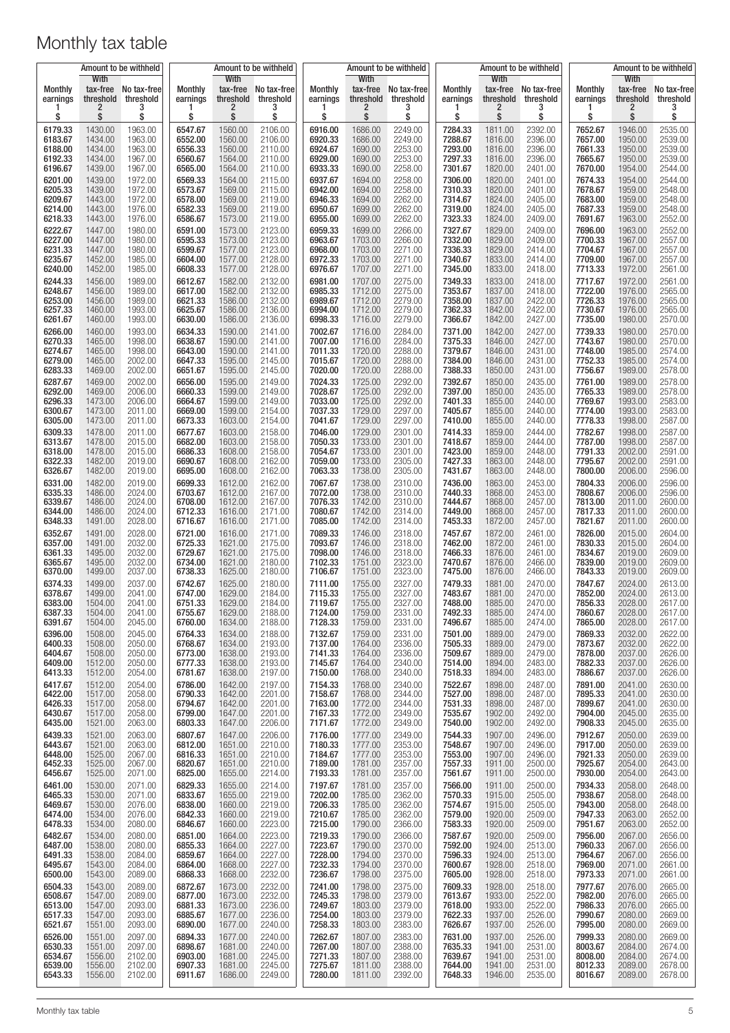# Monthly tax table

| Monthly earnings 1 $ | Amount to be withheld: With tax-free threshold 2 $ | Amount to be withheld: No tax-free threshold 3 $ |
|---|---|---|
| 6179.33 | 1430.00 | 1963.00 |
| 6183.67 | 1434.00 | 1963.00 |
| 6188.00 | 1434.00 | 1963.00 |
| 6192.33 | 1434.00 | 1967.00 |
| 6196.67 | 1439.00 | 1967.00 |
| 6201.00 | 1439.00 | 1972.00 |
| 6205.33 | 1439.00 | 1972.00 |
| 6209.67 | 1443.00 | 1972.00 |
| 6214.00 | 1443.00 | 1976.00 |
| 6218.33 | 1443.00 | 1976.00 |
| 6222.67 | 1447.00 | 1980.00 |
| 6227.00 | 1447.00 | 1980.00 |
| 6231.33 | 1447.00 | 1980.00 |
| 6235.67 | 1452.00 | 1985.00 |
| 6240.00 | 1452.00 | 1985.00 |
| 6244.33 | 1456.00 | 1989.00 |
| 6248.67 | 1456.00 | 1989.00 |
| 6253.00 | 1456.00 | 1989.00 |
| 6257.33 | 1460.00 | 1993.00 |
| 6261.67 | 1460.00 | 1993.00 |
| 6266.00 | 1460.00 | 1993.00 |
| 6270.33 | 1465.00 | 1998.00 |
| 6274.67 | 1465.00 | 1998.00 |
| 6279.00 | 1465.00 | 2002.00 |
| 6283.33 | 1469.00 | 2002.00 |
| 6287.67 | 1469.00 | 2002.00 |
| 6292.00 | 1469.00 | 2006.00 |
| 6296.33 | 1473.00 | 2006.00 |
| 6300.67 | 1473.00 | 2011.00 |
| 6305.00 | 1473.00 | 2011.00 |
| 6309.33 | 1478.00 | 2011.00 |
| 6313.67 | 1478.00 | 2015.00 |
| 6318.00 | 1478.00 | 2015.00 |
| 6322.33 | 1482.00 | 2019.00 |
| 6326.67 | 1482.00 | 2019.00 |
| 6331.00 | 1482.00 | 2019.00 |
| 6335.33 | 1486.00 | 2024.00 |
| 6339.67 | 1486.00 | 2024.00 |
| 6344.00 | 1486.00 | 2024.00 |
| 6348.33 | 1491.00 | 2028.00 |
| 6352.67 | 1491.00 | 2028.00 |
| 6357.00 | 1491.00 | 2032.00 |
| 6361.33 | 1495.00 | 2032.00 |
| 6365.67 | 1495.00 | 2032.00 |
| 6370.00 | 1499.00 | 2037.00 |
| 6374.33 | 1499.00 | 2037.00 |
| 6378.67 | 1499.00 | 2041.00 |
| 6383.00 | 1504.00 | 2041.00 |
| 6387.33 | 1504.00 | 2041.00 |
| 6391.67 | 1504.00 | 2045.00 |
| 6396.00 | 1508.00 | 2045.00 |
| 6400.33 | 1508.00 | 2050.00 |
| 6404.67 | 1508.00 | 2050.00 |
| 6409.00 | 1512.00 | 2050.00 |
| 6413.33 | 1512.00 | 2054.00 |
| 6417.67 | 1512.00 | 2054.00 |
| 6422.00 | 1517.00 | 2058.00 |
| 6426.33 | 1517.00 | 2058.00 |
| 6430.67 | 1517.00 | 2058.00 |
| 6435.00 | 1521.00 | 2063.00 |
| 6439.33 | 1521.00 | 2063.00 |
| 6443.67 | 1521.00 | 2063.00 |
| 6448.00 | 1525.00 | 2067.00 |
| 6452.33 | 1525.00 | 2067.00 |
| 6456.67 | 1525.00 | 2071.00 |
| 6461.00 | 1530.00 | 2071.00 |
| 6465.33 | 1530.00 | 2071.00 |
| 6469.67 | 1530.00 | 2076.00 |
| 6474.00 | 1534.00 | 2076.00 |
| 6478.33 | 1534.00 | 2080.00 |
| 6482.67 | 1534.00 | 2080.00 |
| 6487.00 | 1538.00 | 2080.00 |
| 6491.33 | 1538.00 | 2084.00 |
| 6495.67 | 1543.00 | 2084.00 |
| 6500.00 | 1543.00 | 2089.00 |
| 6504.33 | 1543.00 | 2089.00 |
| 6508.67 | 1547.00 | 2089.00 |
| 6513.00 | 1547.00 | 2093.00 |
| 6517.33 | 1547.00 | 2093.00 |
| 6521.67 | 1551.00 | 2093.00 |
| 6526.00 | 1551.00 | 2097.00 |
| 6530.33 | 1551.00 | 2097.00 |
| 6534.67 | 1556.00 | 2102.00 |
| 6539.00 | 1556.00 | 2102.00 |
| 6543.33 | 1556.00 | 2102.00 |
| 6547.67 | 1560.00 | 2106.00 |
| 6552.00 | 1560.00 | 2106.00 |
| 6556.33 | 1560.00 | 2110.00 |
| 6560.67 | 1564.00 | 2110.00 |
| 6565.00 | 1564.00 | 2110.00 |
| 6569.33 | 1564.00 | 2115.00 |
| 6573.67 | 1569.00 | 2115.00 |
| 6578.00 | 1569.00 | 2119.00 |
| 6582.33 | 1569.00 | 2119.00 |
| 6586.67 | 1573.00 | 2119.00 |
| 6591.00 | 1573.00 | 2123.00 |
| 6595.33 | 1573.00 | 2123.00 |
| 6599.67 | 1577.00 | 2123.00 |
| 6604.00 | 1577.00 | 2128.00 |
| 6608.33 | 1577.00 | 2128.00 |
| 6612.67 | 1582.00 | 2132.00 |
| 6617.00 | 1582.00 | 2132.00 |
| 6621.33 | 1586.00 | 2132.00 |
| 6625.67 | 1586.00 | 2136.00 |
| 6630.00 | 1586.00 | 2136.00 |
| 6634.33 | 1590.00 | 2141.00 |
| 6638.67 | 1590.00 | 2141.00 |
| 6643.00 | 1590.00 | 2141.00 |
| 6647.33 | 1595.00 | 2145.00 |
| 6651.67 | 1595.00 | 2145.00 |
| 6656.00 | 1595.00 | 2149.00 |
| 6660.33 | 1599.00 | 2149.00 |
| 6664.67 | 1599.00 | 2149.00 |
| 6669.00 | 1599.00 | 2154.00 |
| 6673.33 | 1603.00 | 2154.00 |
| 6677.67 | 1603.00 | 2158.00 |
| 6682.00 | 1603.00 | 2158.00 |
| 6686.33 | 1608.00 | 2158.00 |
| 6690.67 | 1608.00 | 2162.00 |
| 6695.00 | 1608.00 | 2162.00 |
| 6699.33 | 1612.00 | 2162.00 |
| 6703.67 | 1612.00 | 2167.00 |
| 6708.00 | 1612.00 | 2167.00 |
| 6712.33 | 1616.00 | 2171.00 |
| 6716.67 | 1616.00 | 2171.00 |
| 6721.00 | 1616.00 | 2171.00 |
| 6725.33 | 1621.00 | 2175.00 |
| 6729.67 | 1621.00 | 2175.00 |
| 6734.00 | 1621.00 | 2180.00 |
| 6738.33 | 1625.00 | 2180.00 |
| 6742.67 | 1625.00 | 2180.00 |
| 6747.00 | 1629.00 | 2184.00 |
| 6751.33 | 1629.00 | 2184.00 |
| 6755.67 | 1629.00 | 2188.00 |
| 6760.00 | 1634.00 | 2188.00 |
| 6764.33 | 1634.00 | 2188.00 |
| 6768.67 | 1634.00 | 2193.00 |
| 6773.00 | 1638.00 | 2193.00 |
| 6777.33 | 1638.00 | 2193.00 |
| 6781.67 | 1638.00 | 2197.00 |
| 6786.00 | 1642.00 | 2197.00 |
| 6790.33 | 1642.00 | 2201.00 |
| 6794.67 | 1642.00 | 2201.00 |
| 6799.00 | 1647.00 | 2201.00 |
| 6803.33 | 1647.00 | 2206.00 |
| 6807.67 | 1647.00 | 2206.00 |
| 6812.00 | 1651.00 | 2210.00 |
| 6816.33 | 1651.00 | 2210.00 |
| 6820.67 | 1651.00 | 2210.00 |
| 6825.00 | 1655.00 | 2214.00 |
| 6829.33 | 1655.00 | 2214.00 |
| 6833.67 | 1655.00 | 2219.00 |
| 6838.00 | 1660.00 | 2219.00 |
| 6842.33 | 1660.00 | 2219.00 |
| 6846.67 | 1660.00 | 2223.00 |
| 6851.00 | 1664.00 | 2223.00 |
| 6855.33 | 1664.00 | 2227.00 |
| 6859.67 | 1664.00 | 2227.00 |
| 6864.00 | 1668.00 | 2227.00 |
| 6868.33 | 1668.00 | 2232.00 |
| 6872.67 | 1673.00 | 2232.00 |
| 6877.00 | 1673.00 | 2232.00 |
| 6881.33 | 1673.00 | 2236.00 |
| 6885.67 | 1677.00 | 2236.00 |
| 6890.00 | 1677.00 | 2240.00 |
| 6894.33 | 1677.00 | 2240.00 |
| 6898.67 | 1681.00 | 2240.00 |
| 6903.00 | 1681.00 | 2245.00 |
| 6907.33 | 1681.00 | 2245.00 |
| 6911.67 | 1686.00 | 2249.00 |
| 6916.00 | 1686.00 | 2249.00 |
| 6920.33 | 1686.00 | 2249.00 |
| 6924.67 | 1690.00 | 2253.00 |
| 6929.00 | 1690.00 | 2253.00 |
| 6933.33 | 1690.00 | 2258.00 |
| 6937.67 | 1694.00 | 2258.00 |
| 6942.00 | 1694.00 | 2258.00 |
| 6946.33 | 1694.00 | 2262.00 |
| 6950.67 | 1699.00 | 2262.00 |
| 6955.00 | 1699.00 | 2262.00 |
| 6959.33 | 1699.00 | 2266.00 |
| 6963.67 | 1703.00 | 2266.00 |
| 6968.00 | 1703.00 | 2271.00 |
| 6972.33 | 1703.00 | 2271.00 |
| 6976.67 | 1707.00 | 2271.00 |
| 6981.00 | 1707.00 | 2275.00 |
| 6985.33 | 1712.00 | 2275.00 |
| 6989.67 | 1712.00 | 2279.00 |
| 6994.00 | 1712.00 | 2279.00 |
| 6998.33 | 1716.00 | 2279.00 |
| 7002.67 | 1716.00 | 2284.00 |
| 7007.00 | 1716.00 | 2284.00 |
| 7011.33 | 1720.00 | 2288.00 |
| 7015.67 | 1720.00 | 2288.00 |
| 7020.00 | 1720.00 | 2288.00 |
| 7024.33 | 1725.00 | 2292.00 |
| 7028.67 | 1725.00 | 2292.00 |
| 7033.00 | 1725.00 | 2292.00 |
| 7037.33 | 1729.00 | 2297.00 |
| 7041.67 | 1729.00 | 2297.00 |
| 7046.00 | 1729.00 | 2301.00 |
| 7050.33 | 1733.00 | 2301.00 |
| 7054.67 | 1733.00 | 2301.00 |
| 7059.00 | 1733.00 | 2305.00 |
| 7063.33 | 1738.00 | 2305.00 |
| 7067.67 | 1738.00 | 2310.00 |
| 7072.00 | 1738.00 | 2310.00 |
| 7076.33 | 1742.00 | 2310.00 |
| 7080.67 | 1742.00 | 2314.00 |
| 7085.00 | 1742.00 | 2314.00 |
| 7089.33 | 1746.00 | 2318.00 |
| 7093.67 | 1746.00 | 2318.00 |
| 7098.00 | 1746.00 | 2318.00 |
| 7102.33 | 1751.00 | 2323.00 |
| 7106.67 | 1751.00 | 2323.00 |
| 7111.00 | 1755.00 | 2327.00 |
| 7115.33 | 1755.00 | 2327.00 |
| 7119.67 | 1755.00 | 2327.00 |
| 7124.00 | 1759.00 | 2331.00 |
| 7128.33 | 1759.00 | 2331.00 |
| 7132.67 | 1759.00 | 2331.00 |
| 7137.00 | 1764.00 | 2336.00 |
| 7141.33 | 1764.00 | 2336.00 |
| 7145.67 | 1764.00 | 2340.00 |
| 7150.00 | 1768.00 | 2340.00 |
| 7154.33 | 1768.00 | 2340.00 |
| 7158.67 | 1768.00 | 2344.00 |
| 7163.00 | 1772.00 | 2344.00 |
| 7167.33 | 1772.00 | 2349.00 |
| 7171.67 | 1772.00 | 2349.00 |
| 7176.00 | 1777.00 | 2349.00 |
| 7180.33 | 1777.00 | 2353.00 |
| 7184.67 | 1777.00 | 2353.00 |
| 7189.00 | 1781.00 | 2357.00 |
| 7193.33 | 1781.00 | 2357.00 |
| 7197.67 | 1781.00 | 2357.00 |
| 7202.00 | 1785.00 | 2362.00 |
| 7206.33 | 1785.00 | 2362.00 |
| 7210.67 | 1785.00 | 2362.00 |
| 7215.00 | 1790.00 | 2366.00 |
| 7219.33 | 1790.00 | 2366.00 |
| 7223.67 | 1790.00 | 2370.00 |
| 7228.00 | 1794.00 | 2370.00 |
| 7232.33 | 1794.00 | 2370.00 |
| 7236.67 | 1798.00 | 2375.00 |
| 7241.00 | 1798.00 | 2375.00 |
| 7245.33 | 1798.00 | 2379.00 |
| 7249.67 | 1803.00 | 2379.00 |
| 7254.00 | 1803.00 | 2379.00 |
| 7258.33 | 1803.00 | 2383.00 |
| 7262.67 | 1807.00 | 2383.00 |
| 7267.00 | 1807.00 | 2388.00 |
| 7271.33 | 1807.00 | 2388.00 |
| 7275.67 | 1811.00 | 2388.00 |
| 7280.00 | 1811.00 | 2392.00 |
| 7284.33 | 1811.00 | 2392.00 |
| 7288.67 | 1816.00 | 2392.00 |
| 7293.00 | 1816.00 | 2396.00 |
| 7297.33 | 1816.00 | 2396.00 |
| 7301.67 | 1820.00 | 2401.00 |
| 7306.00 | 1820.00 | 2401.00 |
| 7310.33 | 1820.00 | 2401.00 |
| 7314.67 | 1824.00 | 2405.00 |
| 7319.00 | 1824.00 | 2405.00 |
| 7323.33 | 1824.00 | 2409.00 |
| 7327.67 | 1829.00 | 2409.00 |
| 7332.00 | 1829.00 | 2409.00 |
| 7336.33 | 1829.00 | 2414.00 |
| 7340.67 | 1833.00 | 2414.00 |
| 7345.00 | 1833.00 | 2418.00 |
| 7349.33 | 1833.00 | 2418.00 |
| 7353.67 | 1837.00 | 2418.00 |
| 7358.00 | 1837.00 | 2422.00 |
| 7362.33 | 1842.00 | 2422.00 |
| 7366.67 | 1842.00 | 2427.00 |
| 7371.00 | 1842.00 | 2427.00 |
| 7375.33 | 1846.00 | 2427.00 |
| 7379.67 | 1846.00 | 2431.00 |
| 7384.00 | 1846.00 | 2431.00 |
| 7388.33 | 1850.00 | 2431.00 |
| 7392.67 | 1850.00 | 2435.00 |
| 7397.00 | 1850.00 | 2435.00 |
| 7401.33 | 1855.00 | 2440.00 |
| 7405.67 | 1855.00 | 2440.00 |
| 7410.00 | 1855.00 | 2440.00 |
| 7414.33 | 1859.00 | 2444.00 |
| 7418.67 | 1859.00 | 2444.00 |
| 7423.00 | 1859.00 | 2448.00 |
| 7427.33 | 1863.00 | 2448.00 |
| 7431.67 | 1863.00 | 2448.00 |
| 7436.00 | 1863.00 | 2453.00 |
| 7440.33 | 1868.00 | 2453.00 |
| 7444.67 | 1868.00 | 2457.00 |
| 7449.00 | 1868.00 | 2457.00 |
| 7453.33 | 1872.00 | 2457.00 |
| 7457.67 | 1872.00 | 2461.00 |
| 7462.00 | 1872.00 | 2461.00 |
| 7466.33 | 1876.00 | 2461.00 |
| 7470.67 | 1876.00 | 2466.00 |
| 7475.00 | 1876.00 | 2466.00 |
| 7479.33 | 1881.00 | 2470.00 |
| 7483.67 | 1881.00 | 2470.00 |
| 7488.00 | 1885.00 | 2470.00 |
| 7492.33 | 1885.00 | 2474.00 |
| 7496.67 | 1885.00 | 2474.00 |
| 7501.00 | 1889.00 | 2479.00 |
| 7505.33 | 1889.00 | 2479.00 |
| 7509.67 | 1889.00 | 2479.00 |
| 7514.00 | 1894.00 | 2483.00 |
| 7518.33 | 1894.00 | 2483.00 |
| 7522.67 | 1898.00 | 2487.00 |
| 7527.00 | 1898.00 | 2487.00 |
| 7531.33 | 1898.00 | 2487.00 |
| 7535.67 | 1902.00 | 2492.00 |
| 7540.00 | 1902.00 | 2492.00 |
| 7544.33 | 1907.00 | 2496.00 |
| 7548.67 | 1907.00 | 2496.00 |
| 7553.00 | 1907.00 | 2496.00 |
| 7557.33 | 1911.00 | 2500.00 |
| 7561.67 | 1911.00 | 2500.00 |
| 7566.00 | 1911.00 | 2500.00 |
| 7570.33 | 1915.00 | 2505.00 |
| 7574.67 | 1915.00 | 2505.00 |
| 7579.00 | 1920.00 | 2509.00 |
| 7583.33 | 1920.00 | 2509.00 |
| 7587.67 | 1920.00 | 2509.00 |
| 7592.00 | 1924.00 | 2513.00 |
| 7596.33 | 1924.00 | 2513.00 |
| 7600.67 | 1928.00 | 2518.00 |
| 7605.00 | 1928.00 | 2518.00 |
| 7609.33 | 1928.00 | 2518.00 |
| 7613.67 | 1933.00 | 2522.00 |
| 7618.00 | 1933.00 | 2522.00 |
| 7622.33 | 1937.00 | 2526.00 |
| 7626.67 | 1937.00 | 2526.00 |
| 7631.00 | 1937.00 | 2526.00 |
| 7635.33 | 1941.00 | 2531.00 |
| 7639.67 | 1941.00 | 2531.00 |
| 7644.00 | 1941.00 | 2531.00 |
| 7648.33 | 1946.00 | 2535.00 |
| 7652.67 | 1946.00 | 2535.00 |
| 7657.00 | 1950.00 | 2539.00 |
| 7661.33 | 1950.00 | 2539.00 |
| 7665.67 | 1950.00 | 2539.00 |
| 7670.00 | 1954.00 | 2544.00 |
| 7674.33 | 1954.00 | 2544.00 |
| 7678.67 | 1959.00 | 2548.00 |
| 7683.00 | 1959.00 | 2548.00 |
| 7687.33 | 1959.00 | 2548.00 |
| 7691.67 | 1963.00 | 2552.00 |
| 7696.00 | 1963.00 | 2552.00 |
| 7700.33 | 1967.00 | 2557.00 |
| 7704.67 | 1967.00 | 2557.00 |
| 7709.00 | 1967.00 | 2557.00 |
| 7713.33 | 1972.00 | 2561.00 |
| 7717.67 | 1972.00 | 2561.00 |
| 7722.00 | 1976.00 | 2565.00 |
| 7726.33 | 1976.00 | 2565.00 |
| 7730.67 | 1976.00 | 2565.00 |
| 7735.00 | 1980.00 | 2570.00 |
| 7739.33 | 1980.00 | 2570.00 |
| 7743.67 | 1980.00 | 2570.00 |
| 7748.00 | 1985.00 | 2574.00 |
| 7752.33 | 1985.00 | 2574.00 |
| 7756.67 | 1989.00 | 2578.00 |
| 7761.00 | 1989.00 | 2578.00 |
| 7765.33 | 1989.00 | 2578.00 |
| 7769.67 | 1993.00 | 2583.00 |
| 7774.00 | 1993.00 | 2583.00 |
| 7778.33 | 1998.00 | 2587.00 |
| 7782.67 | 1998.00 | 2587.00 |
| 7787.00 | 1998.00 | 2587.00 |
| 7791.33 | 2002.00 | 2591.00 |
| 7795.67 | 2002.00 | 2591.00 |
| 7800.00 | 2006.00 | 2596.00 |
| 7804.33 | 2006.00 | 2596.00 |
| 7808.67 | 2006.00 | 2596.00 |
| 7813.00 | 2011.00 | 2600.00 |
| 7817.33 | 2011.00 | 2600.00 |
| 7821.67 | 2011.00 | 2600.00 |
| 7826.00 | 2015.00 | 2604.00 |
| 7830.33 | 2015.00 | 2604.00 |
| 7834.67 | 2019.00 | 2609.00 |
| 7839.00 | 2019.00 | 2609.00 |
| 7843.33 | 2019.00 | 2609.00 |
| 7847.67 | 2024.00 | 2613.00 |
| 7852.00 | 2024.00 | 2613.00 |
| 7856.33 | 2028.00 | 2617.00 |
| 7860.67 | 2028.00 | 2617.00 |
| 7865.00 | 2028.00 | 2617.00 |
| 7869.33 | 2032.00 | 2622.00 |
| 7873.67 | 2032.00 | 2622.00 |
| 7878.00 | 2037.00 | 2626.00 |
| 7882.33 | 2037.00 | 2626.00 |
| 7886.67 | 2037.00 | 2626.00 |
| 7891.00 | 2041.00 | 2630.00 |
| 7895.33 | 2041.00 | 2630.00 |
| 7899.67 | 2041.00 | 2630.00 |
| 7904.00 | 2045.00 | 2635.00 |
| 7908.33 | 2045.00 | 2635.00 |
| 7912.67 | 2050.00 | 2639.00 |
| 7917.00 | 2050.00 | 2639.00 |
| 7921.33 | 2050.00 | 2639.00 |
| 7925.67 | 2054.00 | 2643.00 |
| 7930.00 | 2054.00 | 2643.00 |
| 7934.33 | 2058.00 | 2648.00 |
| 7938.67 | 2058.00 | 2648.00 |
| 7943.00 | 2058.00 | 2648.00 |
| 7947.33 | 2063.00 | 2652.00 |
| 7951.67 | 2063.00 | 2652.00 |
| 7956.00 | 2067.00 | 2656.00 |
| 7960.33 | 2067.00 | 2656.00 |
| 7964.67 | 2067.00 | 2656.00 |
| 7969.00 | 2071.00 | 2661.00 |
| 7973.33 | 2071.00 | 2661.00 |
| 7977.67 | 2076.00 | 2665.00 |
| 7982.00 | 2076.00 | 2665.00 |
| 7986.33 | 2076.00 | 2665.00 |
| 7990.67 | 2080.00 | 2669.00 |
| 7995.00 | 2080.00 | 2669.00 |
| 7999.33 | 2080.00 | 2669.00 |
| 8003.67 | 2084.00 | 2674.00 |
| 8008.00 | 2084.00 | 2674.00 |
| 8012.33 | 2089.00 | 2678.00 |
| 8016.67 | 2089.00 | 2678.00 |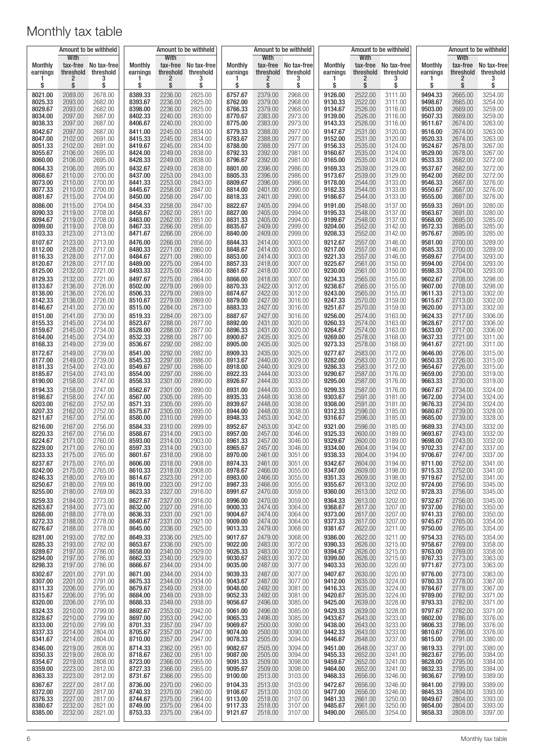# Monthly tax table

| Monthly earnings<br>1<br>$ | Amount to be withheld: With tax-free threshold<br>2<br>$ | Amount to be withheld: No tax-free threshold<br>3<br>$ |
|---|---|---|
| 8021.00 | 2089.00 | 2678.00 |
| 8025.33 | 2093.00 | 2682.00 |
| 8029.67 | 2093.00 | 2682.00 |
| 8034.00 | 2097.00 | 2687.00 |
| 8038.33 | 2097.00 | 2687.00 |
| 8042.67 | 2097.00 | 2687.00 |
| 8047.00 | 2102.00 | 2691.00 |
| 8051.33 | 2102.00 | 2691.00 |
| 8055.67 | 2106.00 | 2695.00 |
| 8060.00 | 2106.00 | 2695.00 |
| 8064.33 | 2106.00 | 2695.00 |
| 8068.67 | 2110.00 | 2700.00 |
| 8073.00 | 2110.00 | 2700.00 |
| 8077.33 | 2110.00 | 2700.00 |
| 8081.67 | 2115.00 | 2704.00 |
| 8086.00 | 2115.00 | 2704.00 |
| 8090.33 | 2119.00 | 2708.00 |
| 8094.67 | 2119.00 | 2708.00 |
| 8099.00 | 2119.00 | 2708.00 |
| 8103.33 | 2123.00 | 2713.00 |
| 8107.67 | 2123.00 | 2713.00 |
| 8112.00 | 2128.00 | 2717.00 |
| 8116.33 | 2128.00 | 2717.00 |
| 8120.67 | 2128.00 | 2717.00 |
| 8125.00 | 2132.00 | 2721.00 |
| 8129.33 | 2132.00 | 2721.00 |
| 8133.67 | 2136.00 | 2726.00 |
| 8138.00 | 2136.00 | 2726.00 |
| 8142.33 | 2136.00 | 2726.00 |
| 8146.67 | 2141.00 | 2730.00 |
| 8151.00 | 2141.00 | 2730.00 |
| 8155.33 | 2145.00 | 2734.00 |
| 8159.67 | 2145.00 | 2734.00 |
| 8164.00 | 2145.00 | 2734.00 |
| 8168.33 | 2149.00 | 2739.00 |
| 8172.67 | 2149.00 | 2739.00 |
| 8177.00 | 2149.00 | 2739.00 |
| 8181.33 | 2154.00 | 2743.00 |
| 8185.67 | 2154.00 | 2743.00 |
| 8190.00 | 2158.00 | 2747.00 |
| 8194.33 | 2158.00 | 2747.00 |
| 8198.67 | 2158.00 | 2747.00 |
| 8203.00 | 2162.00 | 2752.00 |
| 8207.33 | 2162.00 | 2752.00 |
| 8211.67 | 2167.00 | 2756.00 |
| 8216.00 | 2167.00 | 2756.00 |
| 8220.33 | 2167.00 | 2756.00 |
| 8224.67 | 2171.00 | 2760.00 |
| 8229.00 | 2171.00 | 2760.00 |
| 8233.33 | 2175.00 | 2765.00 |
| 8237.67 | 2175.00 | 2765.00 |
| 8242.00 | 2175.00 | 2765.00 |
| 8246.33 | 2180.00 | 2769.00 |
| 8250.67 | 2180.00 | 2769.00 |
| 8255.00 | 2180.00 | 2769.00 |
| 8259.33 | 2184.00 | 2773.00 |
| 8263.67 | 2184.00 | 2773.00 |
| 8268.00 | 2188.00 | 2778.00 |
| 8272.33 | 2188.00 | 2778.00 |
| 8276.67 | 2188.00 | 2778.00 |
| 8281.00 | 2193.00 | 2782.00 |
| 8285.33 | 2193.00 | 2782.00 |
| 8289.67 | 2197.00 | 2786.00 |
| 8294.00 | 2197.00 | 2786.00 |
| 8298.33 | 2197.00 | 2786.00 |
| 8302.67 | 2201.00 | 2791.00 |
| 8307.00 | 2201.00 | 2791.00 |
| 8311.33 | 2206.00 | 2795.00 |
| 8315.67 | 2206.00 | 2795.00 |
| 8320.00 | 2206.00 | 2795.00 |
| 8324.33 | 2210.00 | 2799.00 |
| 8328.67 | 2210.00 | 2799.00 |
| 8333.00 | 2210.00 | 2799.00 |
| 8337.33 | 2214.00 | 2804.00 |
| 8341.67 | 2214.00 | 2804.00 |
| 8346.00 | 2219.00 | 2808.00 |
| 8350.33 | 2219.00 | 2808.00 |
| 8354.67 | 2219.00 | 2808.00 |
| 8359.00 | 2223.00 | 2812.00 |
| 8363.33 | 2223.00 | 2812.00 |
| 8367.67 | 2227.00 | 2817.00 |
| 8372.00 | 2227.00 | 2817.00 |
| 8376.33 | 2227.00 | 2817.00 |
| 8380.67 | 2232.00 | 2821.00 |
| 8385.00 | 2232.00 | 2821.00 |
| 8389.33 | 2236.00 | 2825.00 |
| 8393.67 | 2236.00 | 2825.00 |
| 8398.00 | 2236.00 | 2825.00 |
| 8402.33 | 2240.00 | 2830.00 |
| 8406.67 | 2240.00 | 2830.00 |
| 8411.00 | 2245.00 | 2834.00 |
| 8415.33 | 2245.00 | 2834.00 |
| 8419.67 | 2245.00 | 2834.00 |
| 8424.00 | 2249.00 | 2838.00 |
| 8428.33 | 2249.00 | 2838.00 |
| 8432.67 | 2249.00 | 2838.00 |
| 8437.00 | 2253.00 | 2843.00 |
| 8441.33 | 2253.00 | 2843.00 |
| 8445.67 | 2258.00 | 2847.00 |
| 8450.00 | 2258.00 | 2847.00 |
| 8454.33 | 2258.00 | 2847.00 |
| 8458.67 | 2262.00 | 2851.00 |
| 8463.00 | 2262.00 | 2851.00 |
| 8467.33 | 2266.00 | 2856.00 |
| 8471.67 | 2266.00 | 2856.00 |
| 8476.00 | 2266.00 | 2856.00 |
| 8480.33 | 2271.00 | 2860.00 |
| 8484.67 | 2271.00 | 2860.00 |
| 8489.00 | 2275.00 | 2864.00 |
| 8493.33 | 2275.00 | 2864.00 |
| 8497.67 | 2275.00 | 2864.00 |
| 8502.00 | 2279.00 | 2869.00 |
| 8506.33 | 2279.00 | 2869.00 |
| 8510.67 | 2279.00 | 2869.00 |
| 8515.00 | 2284.00 | 2873.00 |
| 8519.33 | 2284.00 | 2873.00 |
| 8523.67 | 2288.00 | 2877.00 |
| 8528.00 | 2288.00 | 2877.00 |
| 8532.33 | 2288.00 | 2877.00 |
| 8536.67 | 2292.00 | 2882.00 |
| 8541.00 | 2292.00 | 2882.00 |
| 8545.33 | 2297.00 | 2886.00 |
| 8549.67 | 2297.00 | 2886.00 |
| 8554.00 | 2297.00 | 2886.00 |
| 8558.33 | 2301.00 | 2890.00 |
| 8562.67 | 2301.00 | 2890.00 |
| 8567.00 | 2305.00 | 2895.00 |
| 8571.33 | 2305.00 | 2895.00 |
| 8575.67 | 2305.00 | 2895.00 |
| 8580.00 | 2310.00 | 2899.00 |
| 8584.33 | 2310.00 | 2899.00 |
| 8588.67 | 2314.00 | 2903.00 |
| 8593.00 | 2314.00 | 2903.00 |
| 8597.33 | 2314.00 | 2903.00 |
| 8601.67 | 2318.00 | 2908.00 |
| 8606.00 | 2318.00 | 2908.00 |
| 8610.33 | 2318.00 | 2908.00 |
| 8614.67 | 2323.00 | 2912.00 |
| 8619.00 | 2323.00 | 2912.00 |
| 8623.33 | 2327.00 | 2916.00 |
| 8627.67 | 2327.00 | 2916.00 |
| 8632.00 | 2327.00 | 2916.00 |
| 8636.33 | 2331.00 | 2921.00 |
| 8640.67 | 2331.00 | 2921.00 |
| 8645.00 | 2336.00 | 2925.00 |
| 8649.33 | 2336.00 | 2925.00 |
| 8653.67 | 2336.00 | 2925.00 |
| 8658.00 | 2340.00 | 2929.00 |
| 8662.33 | 2340.00 | 2929.00 |
| 8666.67 | 2344.00 | 2934.00 |
| 8671.00 | 2344.00 | 2934.00 |
| 8675.33 | 2344.00 | 2934.00 |
| 8679.67 | 2349.00 | 2938.00 |
| 8684.00 | 2349.00 | 2938.00 |
| 8688.33 | 2349.00 | 2938.00 |
| 8692.67 | 2353.00 | 2942.00 |
| 8697.00 | 2353.00 | 2942.00 |
| 8701.33 | 2357.00 | 2947.00 |
| 8705.67 | 2357.00 | 2947.00 |
| 8710.00 | 2357.00 | 2947.00 |
| 8714.33 | 2362.00 | 2951.00 |
| 8718.67 | 2362.00 | 2951.00 |
| 8723.00 | 2366.00 | 2955.00 |
| 8727.33 | 2366.00 | 2955.00 |
| 8731.67 | 2366.00 | 2955.00 |
| 8736.00 | 2370.00 | 2960.00 |
| 8740.33 | 2370.00 | 2960.00 |
| 8744.67 | 2375.00 | 2964.00 |
| 8749.00 | 2375.00 | 2964.00 |
| 8753.33 | 2375.00 | 2964.00 |
| 8757.67 | 2379.00 | 2968.00 |
| 8762.00 | 2379.00 | 2968.00 |
| 8766.33 | 2379.00 | 2968.00 |
| 8770.67 | 2383.00 | 2973.00 |
| 8775.00 | 2383.00 | 2973.00 |
| 8779.33 | 2388.00 | 2977.00 |
| 8783.67 | 2388.00 | 2977.00 |
| 8788.00 | 2388.00 | 2977.00 |
| 8792.33 | 2392.00 | 2981.00 |
| 8796.67 | 2392.00 | 2981.00 |
| 8801.00 | 2396.00 | 2986.00 |
| 8805.33 | 2396.00 | 2986.00 |
| 8809.67 | 2396.00 | 2986.00 |
| 8814.00 | 2401.00 | 2990.00 |
| 8818.33 | 2401.00 | 2990.00 |
| 8822.67 | 2405.00 | 2994.00 |
| 8827.00 | 2405.00 | 2994.00 |
| 8831.33 | 2405.00 | 2994.00 |
| 8835.67 | 2409.00 | 2999.00 |
| 8840.00 | 2409.00 | 2999.00 |
| 8844.33 | 2414.00 | 3003.00 |
| 8848.67 | 2414.00 | 3003.00 |
| 8853.00 | 2414.00 | 3003.00 |
| 8857.33 | 2418.00 | 3007.00 |
| 8861.67 | 2418.00 | 3007.00 |
| 8866.00 | 2418.00 | 3007.00 |
| 8870.33 | 2422.00 | 3012.00 |
| 8874.67 | 2422.00 | 3012.00 |
| 8879.00 | 2427.00 | 3016.00 |
| 8883.33 | 2427.00 | 3016.00 |
| 8887.67 | 2427.00 | 3016.00 |
| 8892.00 | 2431.00 | 3020.00 |
| 8896.33 | 2431.00 | 3020.00 |
| 8900.67 | 2435.00 | 3025.00 |
| 8905.00 | 2435.00 | 3025.00 |
| 8909.33 | 2435.00 | 3025.00 |
| 8913.67 | 2440.00 | 3029.00 |
| 8918.00 | 2440.00 | 3029.00 |
| 8922.33 | 2444.00 | 3033.00 |
| 8926.67 | 2444.00 | 3033.00 |
| 8931.00 | 2444.00 | 3033.00 |
| 8935.33 | 2448.00 | 3038.00 |
| 8939.67 | 2448.00 | 3038.00 |
| 8944.00 | 2448.00 | 3038.00 |
| 8948.33 | 2453.00 | 3042.00 |
| 8952.67 | 2453.00 | 3042.00 |
| 8957.00 | 2457.00 | 3046.00 |
| 8961.33 | 2457.00 | 3046.00 |
| 8965.67 | 2457.00 | 3046.00 |
| 8970.00 | 2461.00 | 3051.00 |
| 8974.33 | 2461.00 | 3051.00 |
| 8978.67 | 2466.00 | 3055.00 |
| 8983.00 | 2466.00 | 3055.00 |
| 8987.33 | 2466.00 | 3055.00 |
| 8991.67 | 2470.00 | 3059.00 |
| 8996.00 | 2470.00 | 3059.00 |
| 9000.33 | 2474.00 | 3064.00 |
| 9004.67 | 2474.00 | 3064.00 |
| 9009.00 | 2474.00 | 3064.00 |
| 9013.33 | 2479.00 | 3068.00 |
| 9017.67 | 2479.00 | 3068.00 |
| 9022.00 | 2483.00 | 3072.00 |
| 9026.33 | 2483.00 | 3072.00 |
| 9030.67 | 2483.00 | 3072.00 |
| 9035.00 | 2487.00 | 3077.00 |
| 9039.33 | 2487.00 | 3077.00 |
| 9043.67 | 2487.00 | 3077.00 |
| 9048.00 | 2492.00 | 3081.00 |
| 9052.33 | 2492.00 | 3081.00 |
| 9056.67 | 2496.00 | 3085.00 |
| 9061.00 | 2496.00 | 3085.00 |
| 9065.33 | 2496.00 | 3085.00 |
| 9069.67 | 2500.00 | 3090.00 |
| 9074.00 | 2500.00 | 3090.00 |
| 9078.33 | 2505.00 | 3094.00 |
| 9082.67 | 2505.00 | 3094.00 |
| 9087.00 | 2505.00 | 3094.00 |
| 9091.33 | 2509.00 | 3098.00 |
| 9095.67 | 2509.00 | 3098.00 |
| 9100.00 | 2513.00 | 3103.00 |
| 9104.33 | 2513.00 | 3103.00 |
| 9108.67 | 2513.00 | 3103.00 |
| 9113.00 | 2518.00 | 3107.00 |
| 9117.33 | 2518.00 | 3107.00 |
| 9121.67 | 2518.00 | 3107.00 |
| 9126.00 | 2522.00 | 3111.00 |
| 9130.33 | 2522.00 | 3111.00 |
| 9134.67 | 2526.00 | 3116.00 |
| 9139.00 | 2526.00 | 3116.00 |
| 9143.33 | 2526.00 | 3116.00 |
| 9147.67 | 2531.00 | 3120.00 |
| 9152.00 | 2531.00 | 3120.00 |
| 9156.33 | 2535.00 | 3124.00 |
| 9160.67 | 2535.00 | 3124.00 |
| 9165.00 | 2535.00 | 3124.00 |
| 9169.33 | 2539.00 | 3129.00 |
| 9173.67 | 2539.00 | 3129.00 |
| 9178.00 | 2544.00 | 3133.00 |
| 9182.33 | 2544.00 | 3133.00 |
| 9186.67 | 2544.00 | 3133.00 |
| 9191.00 | 2548.00 | 3137.00 |
| 9195.33 | 2548.00 | 3137.00 |
| 9199.67 | 2548.00 | 3137.00 |
| 9204.00 | 2552.00 | 3142.00 |
| 9208.33 | 2552.00 | 3142.00 |
| 9212.67 | 2557.00 | 3146.00 |
| 9217.00 | 2557.00 | 3146.00 |
| 9221.33 | 2557.00 | 3146.00 |
| 9225.67 | 2561.00 | 3150.00 |
| 9230.00 | 2561.00 | 3150.00 |
| 9234.33 | 2565.00 | 3155.00 |
| 9238.67 | 2565.00 | 3155.00 |
| 9243.00 | 2565.00 | 3155.00 |
| 9247.33 | 2570.00 | 3159.00 |
| 9251.67 | 2570.00 | 3159.00 |
| 9256.00 | 2574.00 | 3163.00 |
| 9260.33 | 2574.00 | 3163.00 |
| 9264.67 | 2574.00 | 3163.00 |
| 9269.00 | 2578.00 | 3168.00 |
| 9273.33 | 2578.00 | 3168.00 |
| 9277.67 | 2583.00 | 3172.00 |
| 9282.00 | 2583.00 | 3172.00 |
| 9286.33 | 2583.00 | 3172.00 |
| 9290.67 | 2587.00 | 3176.00 |
| 9295.00 | 2587.00 | 3176.00 |
| 9299.33 | 2587.00 | 3176.00 |
| 9303.67 | 2591.00 | 3181.00 |
| 9308.00 | 2591.00 | 3181.00 |
| 9312.33 | 2596.00 | 3185.00 |
| 9316.67 | 2596.00 | 3185.00 |
| 9321.00 | 2596.00 | 3185.00 |
| 9325.33 | 2600.00 | 3189.00 |
| 9329.67 | 2600.00 | 3189.00 |
| 9334.00 | 2604.00 | 3194.00 |
| 9338.33 | 2604.00 | 3194.00 |
| 9342.67 | 2604.00 | 3194.00 |
| 9347.00 | 2609.00 | 3198.00 |
| 9351.33 | 2609.00 | 3198.00 |
| 9355.67 | 2613.00 | 3202.00 |
| 9360.00 | 2613.00 | 3202.00 |
| 9364.33 | 2613.00 | 3202.00 |
| 9368.67 | 2617.00 | 3207.00 |
| 9373.00 | 2617.00 | 3207.00 |
| 9377.33 | 2617.00 | 3207.00 |
| 9381.67 | 2622.00 | 3211.00 |
| 9386.00 | 2622.00 | 3211.00 |
| 9390.33 | 2626.00 | 3215.00 |
| 9394.67 | 2626.00 | 3215.00 |
| 9399.00 | 2626.00 | 3215.00 |
| 9403.33 | 2630.00 | 3220.00 |
| 9407.67 | 2630.00 | 3220.00 |
| 9412.00 | 2635.00 | 3224.00 |
| 9416.33 | 2635.00 | 3224.00 |
| 9420.67 | 2635.00 | 3224.00 |
| 9425.00 | 2639.00 | 3228.00 |
| 9429.33 | 2639.00 | 3228.00 |
| 9433.67 | 2643.00 | 3233.00 |
| 9438.00 | 2643.00 | 3233.00 |
| 9442.33 | 2643.00 | 3233.00 |
| 9446.67 | 2648.00 | 3237.00 |
| 9451.00 | 2648.00 | 3237.00 |
| 9455.33 | 2652.00 | 3241.00 |
| 9459.67 | 2652.00 | 3241.00 |
| 9464.00 | 2652.00 | 3241.00 |
| 9468.33 | 2656.00 | 3246.00 |
| 9472.67 | 2656.00 | 3246.00 |
| 9477.00 | 2656.00 | 3246.00 |
| 9481.33 | 2661.00 | 3250.00 |
| 9485.67 | 2661.00 | 3250.00 |
| 9490.00 | 2665.00 | 3254.00 |
| 9494.33 | 2665.00 | 3254.00 |
| 9498.67 | 2665.00 | 3254.00 |
| 9503.00 | 2669.00 | 3259.00 |
| 9507.33 | 2669.00 | 3259.00 |
| 9511.67 | 2674.00 | 3263.00 |
| 9516.00 | 2674.00 | 3263.00 |
| 9520.33 | 2674.00 | 3263.00 |
| 9524.67 | 2678.00 | 3267.00 |
| 9529.00 | 2678.00 | 3267.00 |
| 9533.33 | 2682.00 | 3272.00 |
| 9537.67 | 2682.00 | 3272.00 |
| 9542.00 | 2682.00 | 3272.00 |
| 9546.33 | 2687.00 | 3276.00 |
| 9550.67 | 2687.00 | 3276.00 |
| 9555.00 | 2687.00 | 3276.00 |
| 9559.33 | 2691.00 | 3280.00 |
| 9563.67 | 2691.00 | 3280.00 |
| 9568.00 | 2695.00 | 3285.00 |
| 9572.33 | 2695.00 | 3285.00 |
| 9576.67 | 2695.00 | 3285.00 |
| 9581.00 | 2700.00 | 3289.00 |
| 9585.33 | 2700.00 | 3289.00 |
| 9589.67 | 2704.00 | 3293.00 |
| 9594.00 | 2704.00 | 3293.00 |
| 9598.33 | 2704.00 | 3293.00 |
| 9602.67 | 2708.00 | 3298.00 |
| 9607.00 | 2708.00 | 3298.00 |
| 9611.33 | 2713.00 | 3302.00 |
| 9615.67 | 2713.00 | 3302.00 |
| 9620.00 | 2713.00 | 3302.00 |
| 9624.33 | 2717.00 | 3306.00 |
| 9628.67 | 2717.00 | 3306.00 |
| 9633.00 | 2717.00 | 3306.00 |
| 9637.33 | 2721.00 | 3311.00 |
| 9641.67 | 2721.00 | 3311.00 |
| 9646.00 | 2726.00 | 3315.00 |
| 9650.33 | 2726.00 | 3315.00 |
| 9654.67 | 2726.00 | 3315.00 |
| 9659.00 | 2730.00 | 3319.00 |
| 9663.33 | 2730.00 | 3319.00 |
| 9667.67 | 2734.00 | 3324.00 |
| 9672.00 | 2734.00 | 3324.00 |
| 9676.33 | 2734.00 | 3324.00 |
| 9680.67 | 2739.00 | 3328.00 |
| 9685.00 | 2739.00 | 3328.00 |
| 9689.33 | 2743.00 | 3332.00 |
| 9693.67 | 2743.00 | 3332.00 |
| 9698.00 | 2743.00 | 3332.00 |
| 9702.33 | 2747.00 | 3337.00 |
| 9706.67 | 2747.00 | 3337.00 |
| 9711.00 | 2752.00 | 3341.00 |
| 9715.33 | 2752.00 | 3341.00 |
| 9719.67 | 2752.00 | 3341.00 |
| 9724.00 | 2756.00 | 3345.00 |
| 9728.33 | 2756.00 | 3345.00 |
| 9732.67 | 2756.00 | 3345.00 |
| 9737.00 | 2760.00 | 3350.00 |
| 9741.33 | 2760.00 | 3350.00 |
| 9745.67 | 2765.00 | 3354.00 |
| 9750.00 | 2765.00 | 3354.00 |
| 9754.33 | 2765.00 | 3354.00 |
| 9758.67 | 2769.00 | 3358.00 |
| 9763.00 | 2769.00 | 3358.00 |
| 9767.33 | 2773.00 | 3363.00 |
| 9771.67 | 2773.00 | 3363.00 |
| 9776.00 | 2773.00 | 3363.00 |
| 9780.33 | 2778.00 | 3367.00 |
| 9784.67 | 2778.00 | 3367.00 |
| 9789.00 | 2782.00 | 3371.00 |
| 9793.33 | 2782.00 | 3371.00 |
| 9797.67 | 2782.00 | 3371.00 |
| 9802.00 | 2786.00 | 3376.00 |
| 9806.33 | 2786.00 | 3376.00 |
| 9810.67 | 2786.00 | 3376.00 |
| 9815.00 | 2791.00 | 3380.00 |
| 9819.33 | 2791.00 | 3380.00 |
| 9823.67 | 2795.00 | 3384.00 |
| 9828.00 | 2795.00 | 3384.00 |
| 9832.33 | 2795.00 | 3384.00 |
| 9836.67 | 2799.00 | 3389.00 |
| 9841.00 | 2799.00 | 3389.00 |
| 9845.33 | 2804.00 | 3393.00 |
| 9849.67 | 2804.00 | 3393.00 |
| 9854.00 | 2804.00 | 3393.00 |
| 9858.33 | 2808.00 | 3397.00 |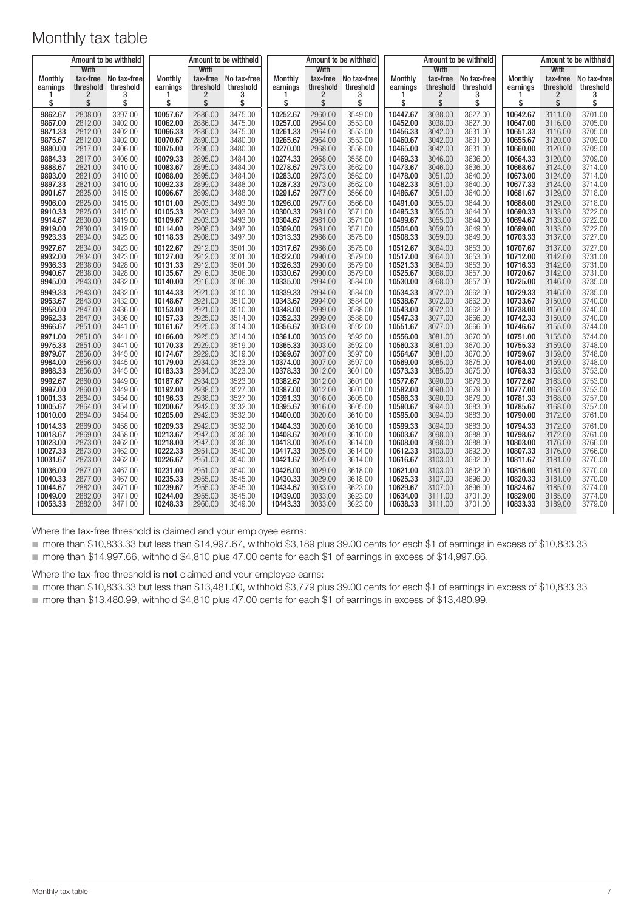# Monthly tax table

| Monthly earnings | Amount to be withheld: With tax-free threshold | Amount to be withheld: No tax-free threshold | Monthly earnings | Amount to be withheld: With tax-free threshold | Amount to be withheld: No tax-free threshold | Monthly earnings | Amount to be withheld: With tax-free threshold | Amount to be withheld: No tax-free threshold | Monthly earnings | Amount to be withheld: With tax-free threshold | Amount to be withheld: No tax-free threshold | Monthly earnings | Amount to be withheld: With tax-free threshold | Amount to be withheld: No tax-free threshold |
|---|---|---|---|---|---|---|---|---|---|---|---|---|---|---|
| 1 | 2 | 3 | 1 | 2 | 3 | 1 | 2 | 3 | 1 | 2 | 3 | 1 | 2 | 3 |
| $ | $ | $ | $ | $ | $ | $ | $ | $ | $ | $ | $ | $ | $ | $ |
| 9862.67 | 2808.00 | 3397.00 | 10057.67 | 2886.00 | 3475.00 | 10252.67 | 2960.00 | 3549.00 | 10447.67 | 3038.00 | 3627.00 | 10642.67 | 3111.00 | 3701.00 |
| 9867.00 | 2812.00 | 3402.00 | 10062.00 | 2886.00 | 3475.00 | 10257.00 | 2964.00 | 3553.00 | 10452.00 | 3038.00 | 3627.00 | 10647.00 | 3116.00 | 3705.00 |
| 9871.33 | 2812.00 | 3402.00 | 10066.33 | 2886.00 | 3475.00 | 10261.33 | 2964.00 | 3553.00 | 10456.33 | 3042.00 | 3631.00 | 10651.33 | 3116.00 | 3705.00 |
| 9875.67 | 2812.00 | 3402.00 | 10070.67 | 2890.00 | 3480.00 | 10265.67 | 2964.00 | 3553.00 | 10460.67 | 3042.00 | 3631.00 | 10655.67 | 3120.00 | 3709.00 |
| 9880.00 | 2817.00 | 3406.00 | 10075.00 | 2890.00 | 3480.00 | 10270.00 | 2968.00 | 3558.00 | 10465.00 | 3042.00 | 3631.00 | 10660.00 | 3120.00 | 3709.00 |
| 9884.33 | 2817.00 | 3406.00 | 10079.33 | 2895.00 | 3484.00 | 10274.33 | 2968.00 | 3558.00 | 10469.33 | 3046.00 | 3636.00 | 10664.33 | 3120.00 | 3709.00 |
| 9888.67 | 2821.00 | 3410.00 | 10083.67 | 2895.00 | 3484.00 | 10278.67 | 2973.00 | 3562.00 | 10473.67 | 3046.00 | 3636.00 | 10668.67 | 3124.00 | 3714.00 |
| 9893.00 | 2821.00 | 3410.00 | 10088.00 | 2895.00 | 3484.00 | 10283.00 | 2973.00 | 3562.00 | 10478.00 | 3051.00 | 3640.00 | 10673.00 | 3124.00 | 3714.00 |
| 9897.33 | 2821.00 | 3410.00 | 10092.33 | 2899.00 | 3488.00 | 10287.33 | 2973.00 | 3562.00 | 10482.33 | 3051.00 | 3640.00 | 10677.33 | 3124.00 | 3714.00 |
| 9901.67 | 2825.00 | 3415.00 | 10096.67 | 2899.00 | 3488.00 | 10291.67 | 2977.00 | 3566.00 | 10486.67 | 3051.00 | 3640.00 | 10681.67 | 3129.00 | 3718.00 |
| 9906.00 | 2825.00 | 3415.00 | 10101.00 | 2903.00 | 3493.00 | 10296.00 | 2977.00 | 3566.00 | 10491.00 | 3055.00 | 3644.00 | 10686.00 | 3129.00 | 3718.00 |
| 9910.33 | 2825.00 | 3415.00 | 10105.33 | 2903.00 | 3493.00 | 10300.33 | 2981.00 | 3571.00 | 10495.33 | 3055.00 | 3644.00 | 10690.33 | 3133.00 | 3722.00 |
| 9914.67 | 2830.00 | 3419.00 | 10109.67 | 2903.00 | 3493.00 | 10304.67 | 2981.00 | 3571.00 | 10499.67 | 3055.00 | 3644.00 | 10694.67 | 3133.00 | 3722.00 |
| 9919.00 | 2830.00 | 3419.00 | 10114.00 | 2908.00 | 3497.00 | 10309.00 | 2981.00 | 3571.00 | 10504.00 | 3059.00 | 3649.00 | 10699.00 | 3133.00 | 3722.00 |
| 9923.33 | 2834.00 | 3423.00 | 10118.33 | 2908.00 | 3497.00 | 10313.33 | 2986.00 | 3575.00 | 10508.33 | 3059.00 | 3649.00 | 10703.33 | 3137.00 | 3727.00 |
| 9927.67 | 2834.00 | 3423.00 | 10122.67 | 2912.00 | 3501.00 | 10317.67 | 2986.00 | 3575.00 | 10512.67 | 3064.00 | 3653.00 | 10707.67 | 3137.00 | 3727.00 |
| 9932.00 | 2834.00 | 3423.00 | 10127.00 | 2912.00 | 3501.00 | 10322.00 | 2990.00 | 3579.00 | 10517.00 | 3064.00 | 3653.00 | 10712.00 | 3142.00 | 3731.00 |
| 9936.33 | 2838.00 | 3428.00 | 10131.33 | 2912.00 | 3501.00 | 10326.33 | 2990.00 | 3579.00 | 10521.33 | 3064.00 | 3653.00 | 10716.33 | 3142.00 | 3731.00 |
| 9940.67 | 2838.00 | 3428.00 | 10135.67 | 2916.00 | 3506.00 | 10330.67 | 2990.00 | 3579.00 | 10525.67 | 3068.00 | 3657.00 | 10720.67 | 3142.00 | 3731.00 |
| 9945.00 | 2843.00 | 3432.00 | 10140.00 | 2916.00 | 3506.00 | 10335.00 | 2994.00 | 3584.00 | 10530.00 | 3068.00 | 3657.00 | 10725.00 | 3146.00 | 3735.00 |
| 9949.33 | 2843.00 | 3432.00 | 10144.33 | 2921.00 | 3510.00 | 10339.33 | 2994.00 | 3584.00 | 10534.33 | 3072.00 | 3662.00 | 10729.33 | 3146.00 | 3735.00 |
| 9953.67 | 2843.00 | 3432.00 | 10148.67 | 2921.00 | 3510.00 | 10343.67 | 2994.00 | 3584.00 | 10538.67 | 3072.00 | 3662.00 | 10733.67 | 3150.00 | 3740.00 |
| 9958.00 | 2847.00 | 3436.00 | 10153.00 | 2921.00 | 3510.00 | 10348.00 | 2999.00 | 3588.00 | 10543.00 | 3072.00 | 3662.00 | 10738.00 | 3150.00 | 3740.00 |
| 9962.33 | 2847.00 | 3436.00 | 10157.33 | 2925.00 | 3514.00 | 10352.33 | 2999.00 | 3588.00 | 10547.33 | 3077.00 | 3666.00 | 10742.33 | 3150.00 | 3740.00 |
| 9966.67 | 2851.00 | 3441.00 | 10161.67 | 2925.00 | 3514.00 | 10356.67 | 3003.00 | 3592.00 | 10551.67 | 3077.00 | 3666.00 | 10746.67 | 3155.00 | 3744.00 |
| 9971.00 | 2851.00 | 3441.00 | 10166.00 | 2925.00 | 3514.00 | 10361.00 | 3003.00 | 3592.00 | 10556.00 | 3081.00 | 3670.00 | 10751.00 | 3155.00 | 3744.00 |
| 9975.33 | 2851.00 | 3441.00 | 10170.33 | 2929.00 | 3519.00 | 10365.33 | 3003.00 | 3592.00 | 10560.33 | 3081.00 | 3670.00 | 10755.33 | 3159.00 | 3748.00 |
| 9979.67 | 2856.00 | 3445.00 | 10174.67 | 2929.00 | 3519.00 | 10369.67 | 3007.00 | 3597.00 | 10564.67 | 3081.00 | 3670.00 | 10759.67 | 3159.00 | 3748.00 |
| 9984.00 | 2856.00 | 3445.00 | 10179.00 | 2934.00 | 3523.00 | 10374.00 | 3007.00 | 3597.00 | 10569.00 | 3085.00 | 3675.00 | 10764.00 | 3159.00 | 3748.00 |
| 9988.33 | 2856.00 | 3445.00 | 10183.33 | 2934.00 | 3523.00 | 10378.33 | 3012.00 | 3601.00 | 10573.33 | 3085.00 | 3675.00 | 10768.33 | 3163.00 | 3753.00 |
| 9992.67 | 2860.00 | 3449.00 | 10187.67 | 2934.00 | 3523.00 | 10382.67 | 3012.00 | 3601.00 | 10577.67 | 3090.00 | 3679.00 | 10772.67 | 3163.00 | 3753.00 |
| 9997.00 | 2860.00 | 3449.00 | 10192.00 | 2938.00 | 3527.00 | 10387.00 | 3012.00 | 3601.00 | 10582.00 | 3090.00 | 3679.00 | 10777.00 | 3163.00 | 3753.00 |
| 10001.33 | 2864.00 | 3454.00 | 10196.33 | 2938.00 | 3527.00 | 10391.33 | 3016.00 | 3605.00 | 10586.33 | 3090.00 | 3679.00 | 10781.33 | 3168.00 | 3757.00 |
| 10005.67 | 2864.00 | 3454.00 | 10200.67 | 2942.00 | 3532.00 | 10395.67 | 3016.00 | 3605.00 | 10590.67 | 3094.00 | 3683.00 | 10785.67 | 3168.00 | 3757.00 |
| 10010.00 | 2864.00 | 3454.00 | 10205.00 | 2942.00 | 3532.00 | 10400.00 | 3020.00 | 3610.00 | 10595.00 | 3094.00 | 3683.00 | 10790.00 | 3172.00 | 3761.00 |
| 10014.33 | 2869.00 | 3458.00 | 10209.33 | 2942.00 | 3532.00 | 10404.33 | 3020.00 | 3610.00 | 10599.33 | 3094.00 | 3683.00 | 10794.33 | 3172.00 | 3761.00 |
| 10018.67 | 2869.00 | 3458.00 | 10213.67 | 2947.00 | 3536.00 | 10408.67 | 3020.00 | 3610.00 | 10603.67 | 3098.00 | 3688.00 | 10798.67 | 3172.00 | 3761.00 |
| 10023.00 | 2873.00 | 3462.00 | 10218.00 | 2947.00 | 3536.00 | 10413.00 | 3025.00 | 3614.00 | 10608.00 | 3098.00 | 3688.00 | 10803.00 | 3176.00 | 3766.00 |
| 10027.33 | 2873.00 | 3462.00 | 10222.33 | 2951.00 | 3540.00 | 10417.33 | 3025.00 | 3614.00 | 10612.33 | 3103.00 | 3692.00 | 10807.33 | 3176.00 | 3766.00 |
| 10031.67 | 2873.00 | 3462.00 | 10226.67 | 2951.00 | 3540.00 | 10421.67 | 3025.00 | 3614.00 | 10616.67 | 3103.00 | 3692.00 | 10811.67 | 3181.00 | 3770.00 |
| 10036.00 | 2877.00 | 3467.00 | 10231.00 | 2951.00 | 3540.00 | 10426.00 | 3029.00 | 3618.00 | 10621.00 | 3103.00 | 3692.00 | 10816.00 | 3181.00 | 3770.00 |
| 10040.33 | 2877.00 | 3467.00 | 10235.33 | 2955.00 | 3545.00 | 10430.33 | 3029.00 | 3618.00 | 10625.33 | 3107.00 | 3696.00 | 10820.33 | 3181.00 | 3770.00 |
| 10044.67 | 2882.00 | 3471.00 | 10239.67 | 2955.00 | 3545.00 | 10434.67 | 3033.00 | 3623.00 | 10629.67 | 3107.00 | 3696.00 | 10824.67 | 3185.00 | 3774.00 |
| 10049.00 | 2882.00 | 3471.00 | 10244.00 | 2955.00 | 3545.00 | 10439.00 | 3033.00 | 3623.00 | 10634.00 | 3111.00 | 3701.00 | 10829.00 | 3185.00 | 3774.00 |
| 10053.33 | 2882.00 | 3471.00 | 10248.33 | 2960.00 | 3549.00 | 10443.33 | 3033.00 | 3623.00 | 10638.33 | 3111.00 | 3701.00 | 10833.33 | 3189.00 | 3779.00 |

Where the tax-free threshold is claimed and your employee earns:

- more than $10,833.33 but less than $14,997.67, withhold $3,189 plus 39.00 cents for each $1 of earnings in excess of $10,833.33
- more than $14,997.66, withhold $4,810 plus 47.00 cents for each $1 of earnings in excess of $14,997.66.

Where the tax-free threshold is **not** claimed and your employee earns:

- more than $10,833.33 but less than $13,481.00, withhold $3,779 plus 39.00 cents for each $1 of earnings in excess of $10,833.33
- more than $13,480.99, withhold $4,810 plus 47.00 cents for each $1 of earnings in excess of $13,480.99.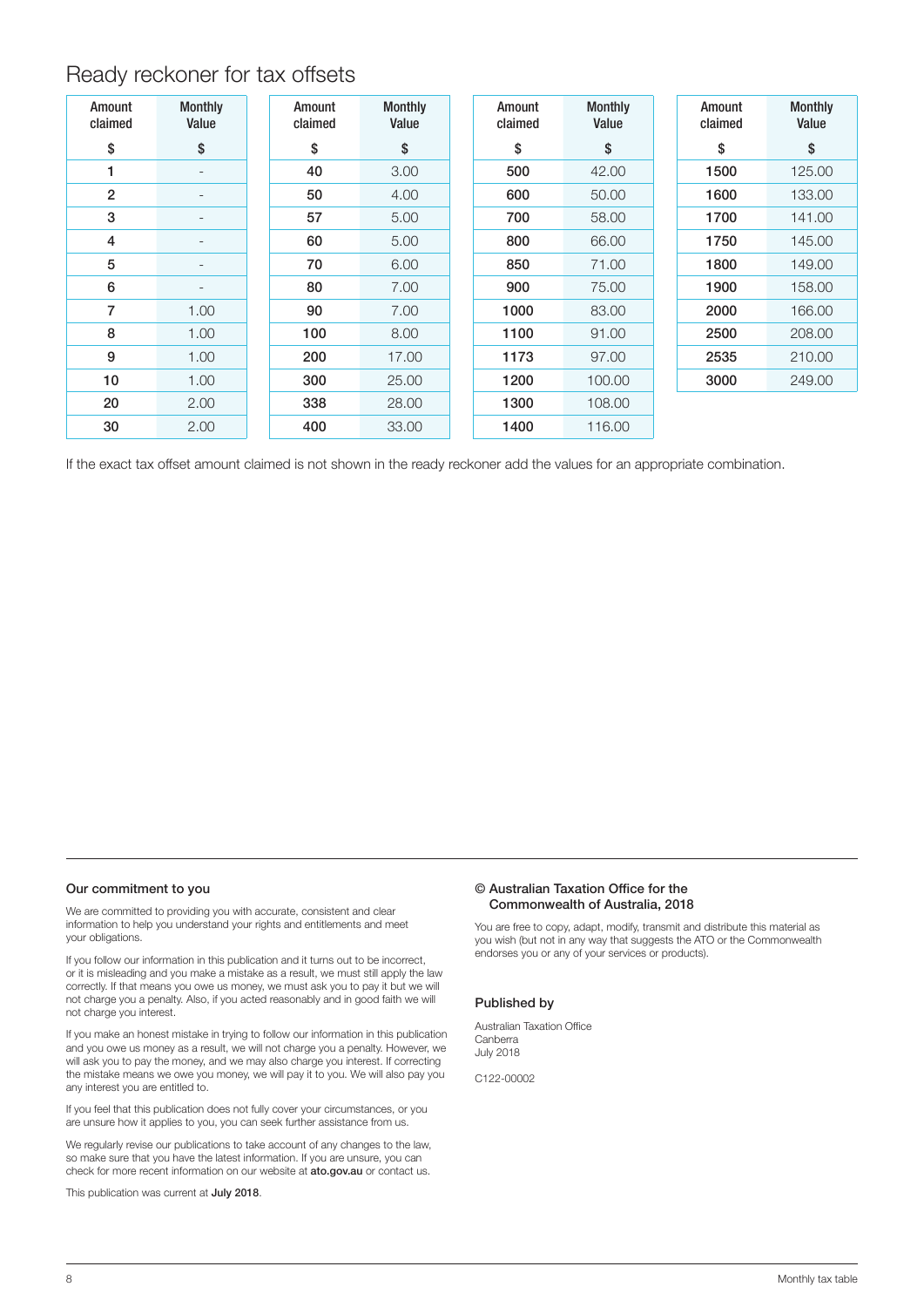# Ready reckoner for tax offsets

| Amount claimed | Monthly Value | Amount claimed | Monthly Value | Amount claimed | Monthly Value | Amount claimed | Monthly Value |
|---|---|---|---|---|---|---|---|
| $ | $ | $ | $ | $ | $ | $ | $ |
| 1 | - | 40 | 3.00 | 500 | 42.00 | 1500 | 125.00 |
| 2 | - | 50 | 4.00 | 600 | 50.00 | 1600 | 133.00 |
| 3 | - | 57 | 5.00 | 700 | 58.00 | 1700 | 141.00 |
| 4 | - | 60 | 5.00 | 800 | 66.00 | 1750 | 145.00 |
| 5 | - | 70 | 6.00 | 850 | 71.00 | 1800 | 149.00 |
| 6 | - | 80 | 7.00 | 900 | 75.00 | 1900 | 158.00 |
| 7 | 1.00 | 90 | 7.00 | 1000 | 83.00 | 2000 | 166.00 |
| 8 | 1.00 | 100 | 8.00 | 1100 | 91.00 | 2500 | 208.00 |
| 9 | 1.00 | 200 | 17.00 | 1173 | 97.00 | 2535 | 210.00 |
| 10 | 1.00 | 300 | 25.00 | 1200 | 100.00 | 3000 | 249.00 |
| 20 | 2.00 | 338 | 28.00 | 1300 | 108.00 | | |
| 30 | 2.00 | 400 | 33.00 | 1400 | 116.00 | | |

If the exact tax offset amount claimed is not shown in the ready reckoner add the values for an appropriate combination.

### Our commitment to you

We are committed to providing you with accurate, consistent and clear information to help you understand your rights and entitlements and meet your obligations.

If you follow our information in this publication and it turns out to be incorrect, or it is misleading and you make a mistake as a result, we must still apply the law correctly. If that means you owe us money, we must ask you to pay it but we will not charge you a penalty. Also, if you acted reasonably and in good faith we will not charge you interest.

If you make an honest mistake in trying to follow our information in this publication and you owe us money as a result, we will not charge you a penalty. However, we will ask you to pay the money, and we may also charge you interest. If correcting the mistake means we owe you money, we will pay it to you. We will also pay you any interest you are entitled to.

If you feel that this publication does not fully cover your circumstances, or you are unsure how it applies to you, you can seek further assistance from us.

We regularly revise our publications to take account of any changes to the law, so make sure that you have the latest information. If you are unsure, you can check for more recent information on our website at **ato.gov.au** or contact us.

This publication was current at **July 2018**.

### © Australian Taxation Office for the Commonwealth of Australia, 2018

You are free to copy, adapt, modify, transmit and distribute this material as you wish (but not in any way that suggests the ATO or the Commonwealth endorses you or any of your services or products).

### Published by

Australian Taxation Office
Canberra
July 2018

C122-00002